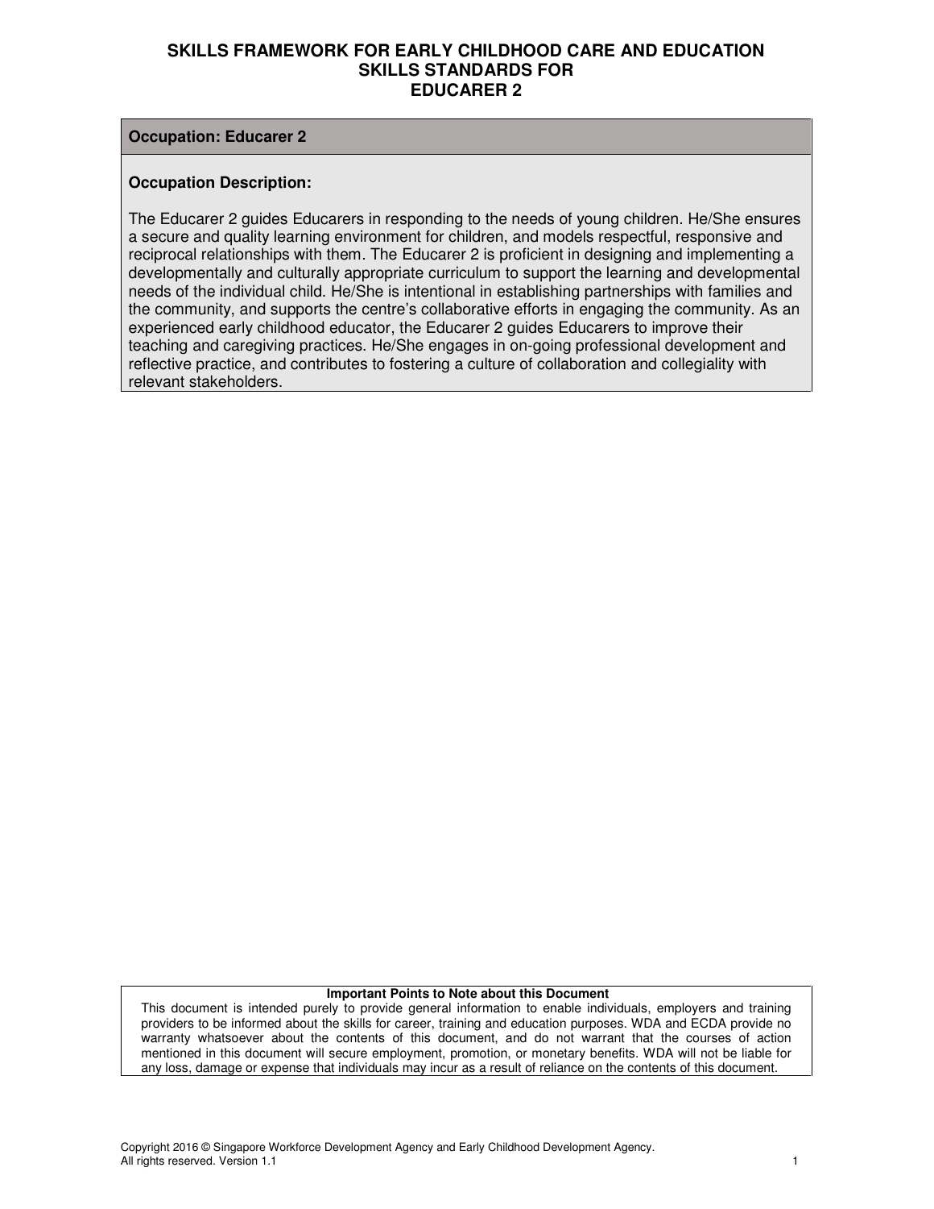# SKILLS FRAMEWORK FOR EARLY CHILDHOOD CARE AND EDUCATION
## SKILLS STANDARDS FOR
## EDUCARER 2

**Occupation: Educarer 2**

**Occupation Description:**

The Educarer 2 guides Educarers in responding to the needs of young children. He/She ensures a secure and quality learning environment for children, and models respectful, responsive and reciprocal relationships with them. The Educarer 2 is proficient in designing and implementing a developmentally and culturally appropriate curriculum to support the learning and developmental needs of the individual child. He/She is intentional in establishing partnerships with families and the community, and supports the centre's collaborative efforts in engaging the community. As an experienced early childhood educator, the Educarer 2 guides Educarers to improve their teaching and caregiving practices. He/She engages in on-going professional development and reflective practice, and contributes to fostering a culture of collaboration and collegiality with relevant stakeholders.

**Important Points to Note about this Document**

This document is intended purely to provide general information to enable individuals, employers and training providers to be informed about the skills for career, training and education purposes. WDA and ECDA provide no warranty whatsoever about the contents of this document, and do not warrant that the courses of action mentioned in this document will secure employment, promotion, or monetary benefits. WDA will not be liable for any loss, damage or expense that individuals may incur as a result of reliance on the contents of this document.

Copyright 2016 © Singapore Workforce Development Agency and Early Childhood Development Agency.
All rights reserved. Version 1.1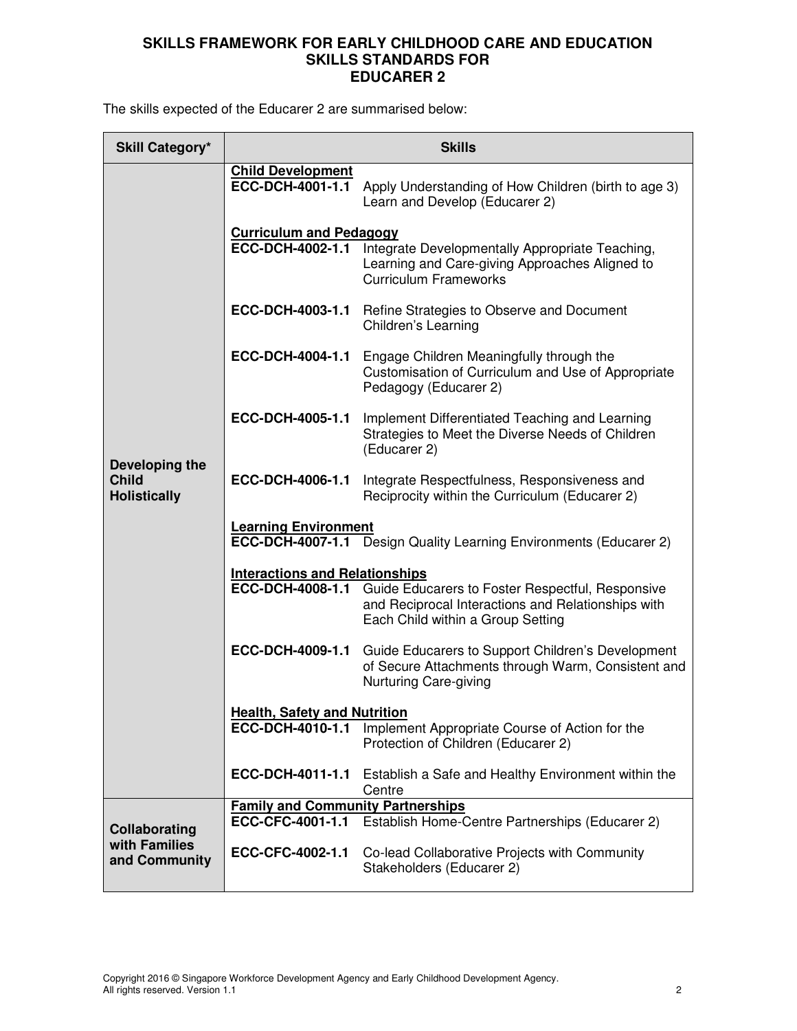**SKILLS FRAMEWORK FOR EARLY CHILDHOOD CARE AND EDUCATION SKILLS STANDARDS FOR EDUCARER 2**

The skills expected of the Educarer 2 are summarised below:

| Skill Category* | Skills | |
|---|---|---|
| **Developing the Child Holistically** | **Child Development** | |
| | **ECC-DCH-4001-1.1** | Apply Understanding of How Children (birth to age 3) Learn and Develop (Educarer 2) |
| | **Curriculum and Pedagogy** | |
| | **ECC-DCH-4002-1.1** | Integrate Developmentally Appropriate Teaching, Learning and Care-giving Approaches Aligned to Curriculum Frameworks |
| | **ECC-DCH-4003-1.1** | Refine Strategies to Observe and Document Children's Learning |
| | **ECC-DCH-4004-1.1** | Engage Children Meaningfully through the Customisation of Curriculum and Use of Appropriate Pedagogy (Educarer 2) |
| | **ECC-DCH-4005-1.1** | Implement Differentiated Teaching and Learning Strategies to Meet the Diverse Needs of Children (Educarer 2) |
| | **ECC-DCH-4006-1.1** | Integrate Respectfulness, Responsiveness and Reciprocity within the Curriculum (Educarer 2) |
| | **Learning Environment** | |
| | **ECC-DCH-4007-1.1** | Design Quality Learning Environments (Educarer 2) |
| | **Interactions and Relationships** | |
| | **ECC-DCH-4008-1.1** | Guide Educarers to Foster Respectful, Responsive and Reciprocal Interactions and Relationships with Each Child within a Group Setting |
| | **ECC-DCH-4009-1.1** | Guide Educarers to Support Children's Development of Secure Attachments through Warm, Consistent and Nurturing Care-giving |
| | **Health, Safety and Nutrition** | |
| | **ECC-DCH-4010-1.1** | Implement Appropriate Course of Action for the Protection of Children (Educarer 2) |
| | **ECC-DCH-4011-1.1** | Establish a Safe and Healthy Environment within the Centre |
| **Collaborating with Families and Community** | **Family and Community Partnerships** | |
| | **ECC-CFC-4001-1.1** | Establish Home-Centre Partnerships (Educarer 2) |
| | **ECC-CFC-4002-1.1** | Co-lead Collaborative Projects with Community Stakeholders (Educarer 2) |

Copyright 2016 © Singapore Workforce Development Agency and Early Childhood Development Agency. All rights reserved. Version 1.1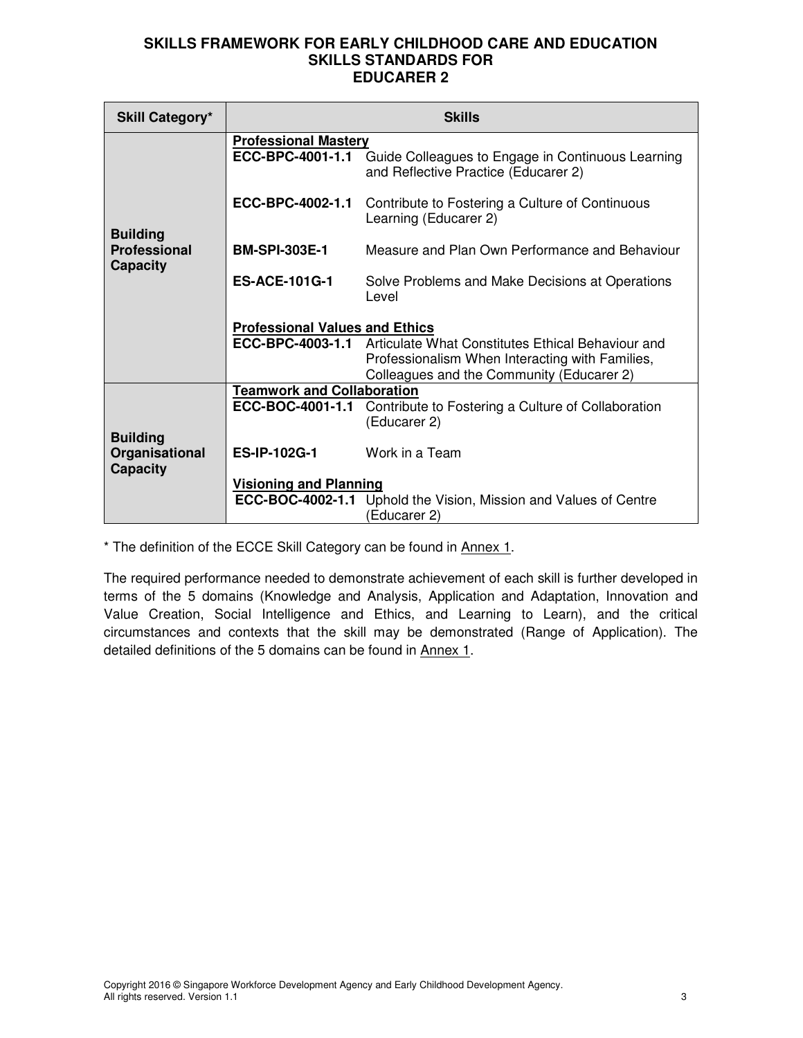# SKILLS FRAMEWORK FOR EARLY CHILDHOOD CARE AND EDUCATION
## SKILLS STANDARDS FOR EDUCARER 2

| Skill Category* | Skills | |
|---|---|---|
| **Building Professional Capacity** | **Professional Mastery** | |
| | **ECC-BPC-4001-1.1** | Guide Colleagues to Engage in Continuous Learning and Reflective Practice (Educarer 2) |
| | **ECC-BPC-4002-1.1** | Contribute to Fostering a Culture of Continuous Learning (Educarer 2) |
| | **BM-SPI-303E-1** | Measure and Plan Own Performance and Behaviour |
| | **ES-ACE-101G-1** | Solve Problems and Make Decisions at Operations Level |
| | **Professional Values and Ethics** | |
| | **ECC-BPC-4003-1.1** | Articulate What Constitutes Ethical Behaviour and Professionalism When Interacting with Families, Colleagues and the Community (Educarer 2) |
| **Building Organisational Capacity** | **Teamwork and Collaboration** | |
| | **ECC-BOC-4001-1.1** | Contribute to Fostering a Culture of Collaboration (Educarer 2) |
| | **ES-IP-102G-1** | Work in a Team |
| | **Visioning and Planning** | |
| | **ECC-BOC-4002-1.1** | Uphold the Vision, Mission and Values of Centre (Educarer 2) |

* The definition of the ECCE Skill Category can be found in Annex 1.

The required performance needed to demonstrate achievement of each skill is further developed in terms of the 5 domains (Knowledge and Analysis, Application and Adaptation, Innovation and Value Creation, Social Intelligence and Ethics, and Learning to Learn), and the critical circumstances and contexts that the skill may be demonstrated (Range of Application). The detailed definitions of the 5 domains can be found in Annex 1.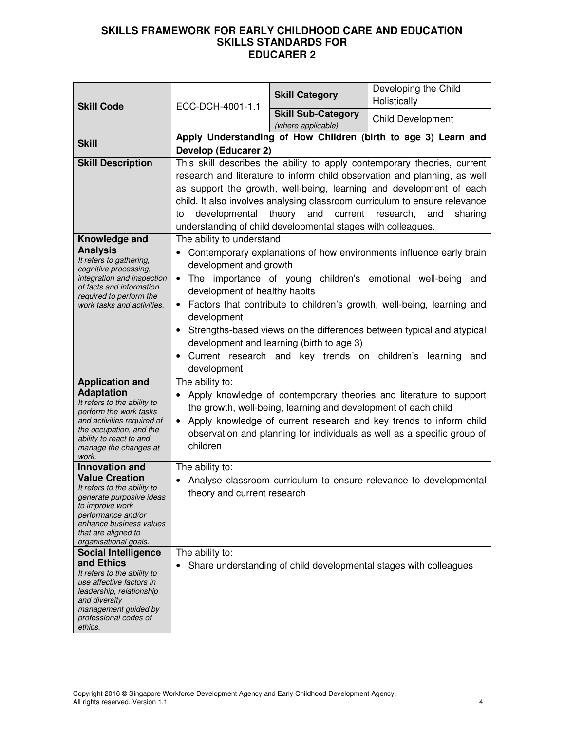# SKILLS FRAMEWORK FOR EARLY CHILDHOOD CARE AND EDUCATION
## SKILLS STANDARDS FOR
## EDUCARER 2

| | | | |
|---|---|---|---|
| **Skill Code** | ECC-DCH-4001-1.1 | **Skill Category** | Developing the Child Holistically |
| | | **Skill Sub-Category** *(where applicable)* | Child Development |
| **Skill** | **Apply Understanding of How Children (birth to age 3) Learn and Develop (Educarer 2)** | | |
| **Skill Description** | This skill describes the ability to apply contemporary theories, current research and literature to inform child observation and planning, as well as support the growth, well-being, learning and development of each child. It also involves analysing classroom curriculum to ensure relevance to developmental theory and current research, and sharing understanding of child developmental stages with colleagues. | | |
| **Knowledge and Analysis** *It refers to gathering, cognitive processing, integration and inspection of facts and information required to perform the work tasks and activities.* | The ability to understand: <br>• Contemporary explanations of how environments influence early brain development and growth <br>• The importance of young children's emotional well-being and development of healthy habits <br>• Factors that contribute to children's growth, well-being, learning and development <br>• Strengths-based views on the differences between typical and atypical development and learning (birth to age 3) <br>• Current research and key trends on children's learning and development | | |
| **Application and Adaptation** *It refers to the ability to perform the work tasks and activities required of the occupation, and the ability to react to and manage the changes at work.* | The ability to: <br>• Apply knowledge of contemporary theories and literature to support the growth, well-being, learning and development of each child <br>• Apply knowledge of current research and key trends to inform child observation and planning for individuals as well as a specific group of children | | |
| **Innovation and Value Creation** *It refers to the ability to generate purposive ideas to improve work performance and/or enhance business values that are aligned to organisational goals.* | The ability to: <br>• Analyse classroom curriculum to ensure relevance to developmental theory and current research | | |
| **Social Intelligence and Ethics** *It refers to the ability to use affective factors in leadership, relationship and diversity management guided by professional codes of ethics.* | The ability to: <br>• Share understanding of child developmental stages with colleagues | | |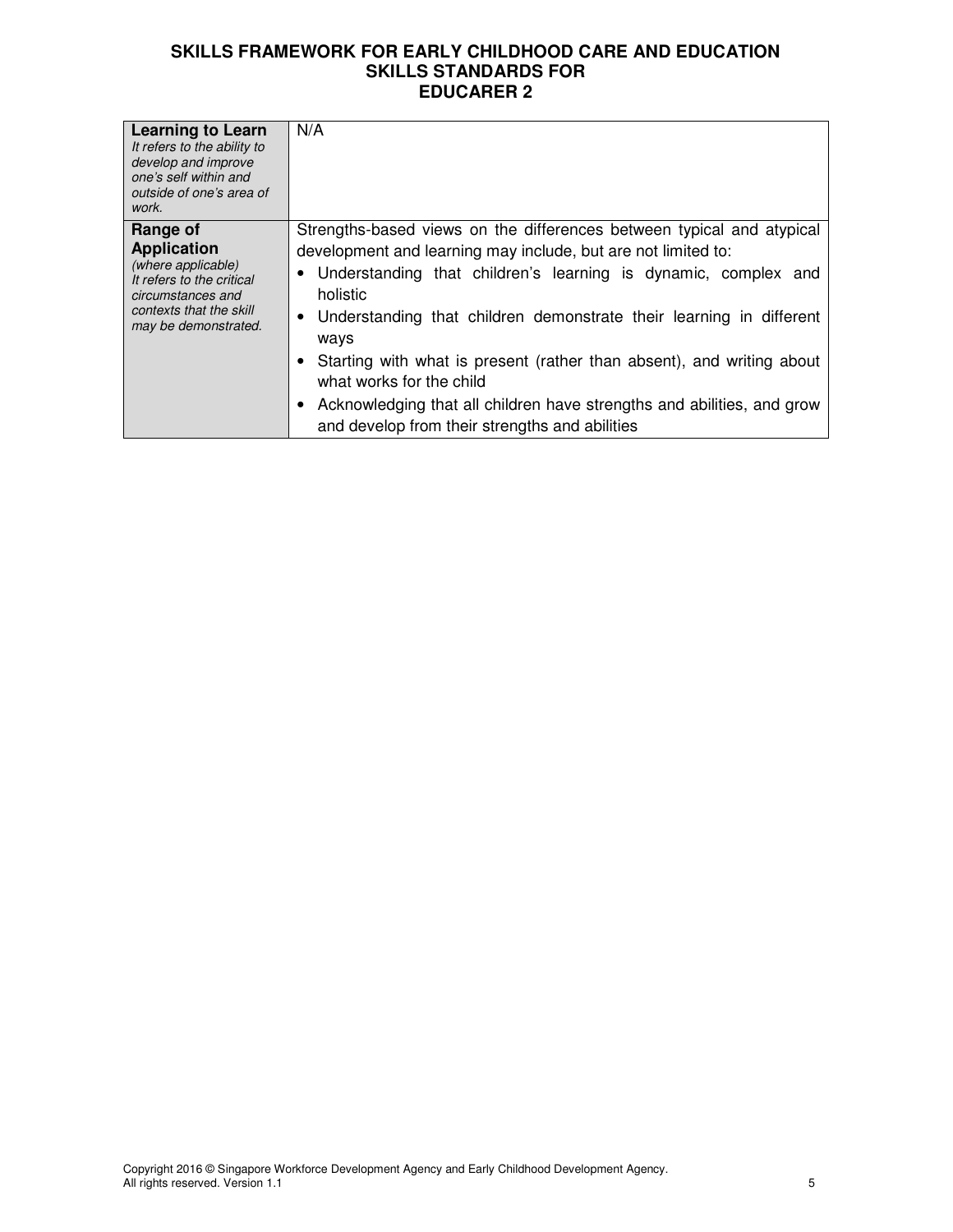| | |
|---|---|
| **Learning to Learn**<br>*It refers to the ability to develop and improve one's self within and outside of one's area of work.* | N/A |
| **Range of Application**<br>*(where applicable)*<br>*It refers to the critical circumstances and contexts that the skill may be demonstrated.* | Strengths-based views on the differences between typical and atypical development and learning may include, but are not limited to:<br>• Understanding that children's learning is dynamic, complex and holistic<br>• Understanding that children demonstrate their learning in different ways<br>• Starting with what is present (rather than absent), and writing about what works for the child<br>• Acknowledging that all children have strengths and abilities, and grow and develop from their strengths and abilities |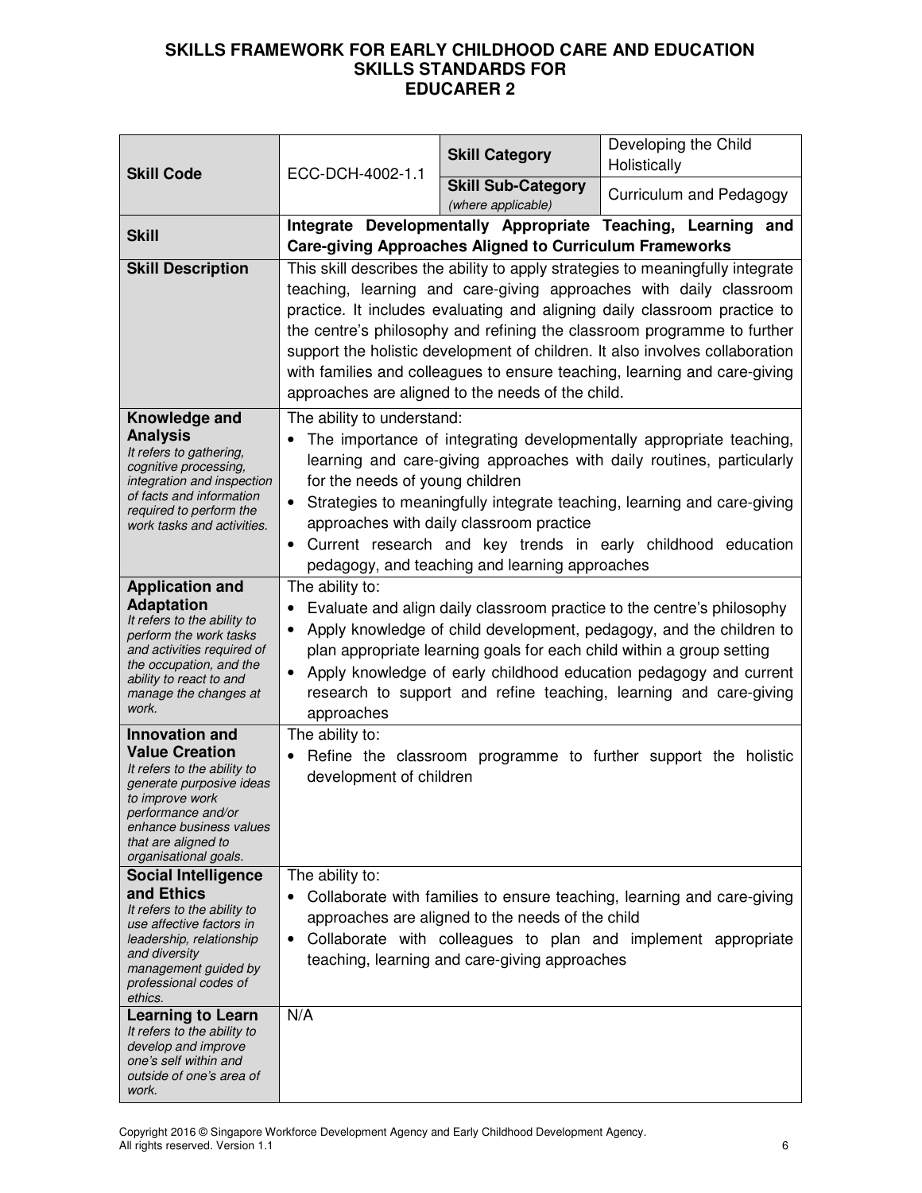# SKILLS FRAMEWORK FOR EARLY CHILDHOOD CARE AND EDUCATION
## SKILLS STANDARDS FOR
## EDUCARER 2

| | | | |
|---|---|---|---|
| **Skill Code** | ECC-DCH-4002-1.1 | **Skill Category** | Developing the Child Holistically |
| | | **Skill Sub-Category** *(where applicable)* | Curriculum and Pedagogy |
| **Skill** | **Integrate Developmentally Appropriate Teaching, Learning and Care-giving Approaches Aligned to Curriculum Frameworks** | | |
| **Skill Description** | This skill describes the ability to apply strategies to meaningfully integrate teaching, learning and care-giving approaches with daily classroom practice. It includes evaluating and aligning daily classroom practice to the centre's philosophy and refining the classroom programme to further support the holistic development of children. It also involves collaboration with families and colleagues to ensure teaching, learning and care-giving approaches are aligned to the needs of the child. | | |
| **Knowledge and Analysis** *It refers to gathering, cognitive processing, integration and inspection of facts and information required to perform the work tasks and activities.* | The ability to understand: <br>• The importance of integrating developmentally appropriate teaching, learning and care-giving approaches with daily routines, particularly for the needs of young children <br>• Strategies to meaningfully integrate teaching, learning and care-giving approaches with daily classroom practice <br>• Current research and key trends in early childhood education pedagogy, and teaching and learning approaches | | |
| **Application and Adaptation** *It refers to the ability to perform the work tasks and activities required of the occupation, and the ability to react to and manage the changes at work.* | The ability to: <br>• Evaluate and align daily classroom practice to the centre's philosophy <br>• Apply knowledge of child development, pedagogy, and the children to plan appropriate learning goals for each child within a group setting <br>• Apply knowledge of early childhood education pedagogy and current research to support and refine teaching, learning and care-giving approaches | | |
| **Innovation and Value Creation** *It refers to the ability to generate purposive ideas to improve work performance and/or enhance business values that are aligned to organisational goals.* | The ability to: <br>• Refine the classroom programme to further support the holistic development of children | | |
| **Social Intelligence and Ethics** *It refers to the ability to use affective factors in leadership, relationship and diversity management guided by professional codes of ethics.* | The ability to: <br>• Collaborate with families to ensure teaching, learning and care-giving approaches are aligned to the needs of the child <br>• Collaborate with colleagues to plan and implement appropriate teaching, learning and care-giving approaches | | |
| **Learning to Learn** *It refers to the ability to develop and improve one's self within and outside of one's area of work.* | N/A | | |

Copyright 2016 © Singapore Workforce Development Agency and Early Childhood Development Agency. All rights reserved. Version 1.1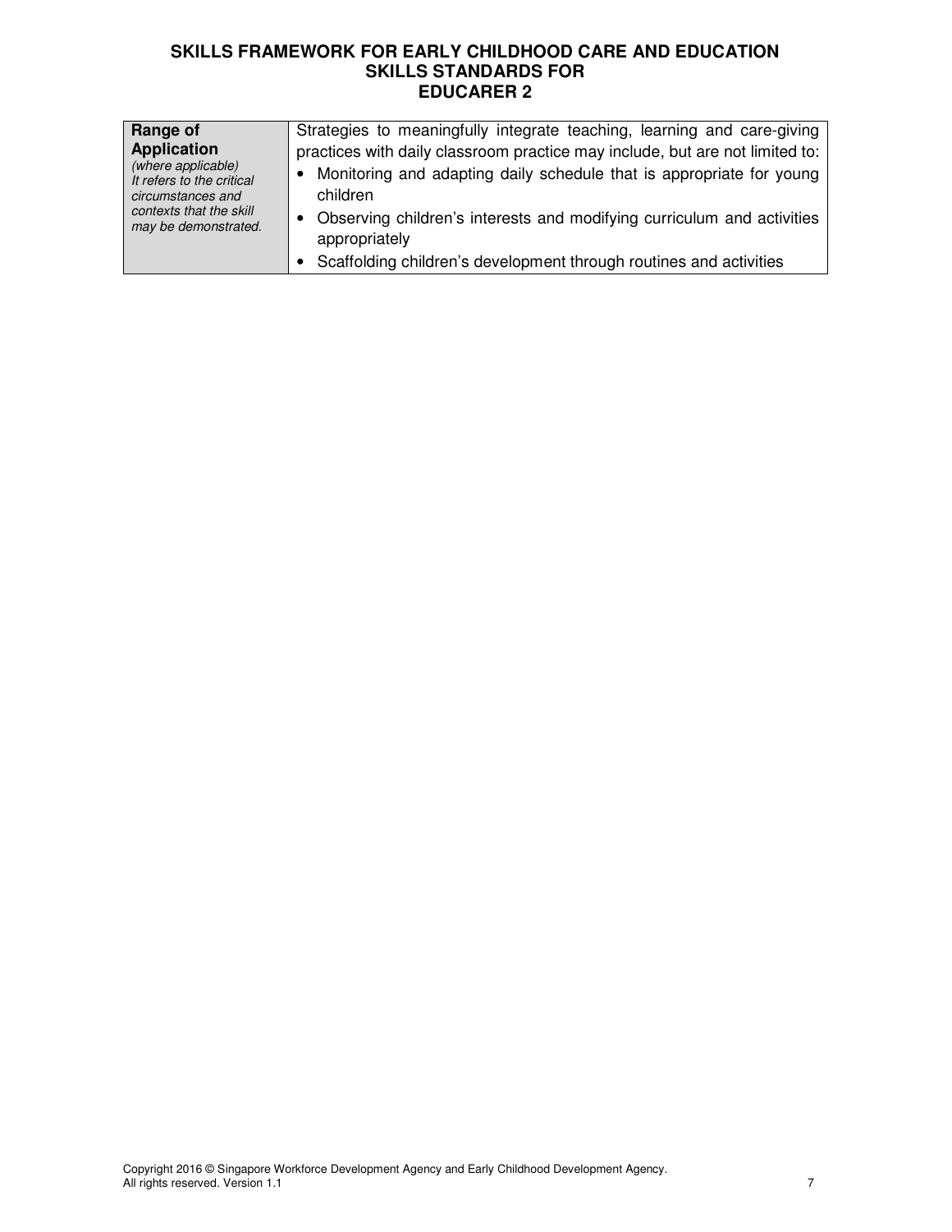| Range of Application | |
|---|---|
| **Range of Application** *(where applicable) It refers to the critical circumstances and contexts that the skill may be demonstrated.* | Strategies to meaningfully integrate teaching, learning and care-giving practices with daily classroom practice may include, but are not limited to:<br>• Monitoring and adapting daily schedule that is appropriate for young children<br>• Observing children's interests and modifying curriculum and activities appropriately<br>• Scaffolding children's development through routines and activities |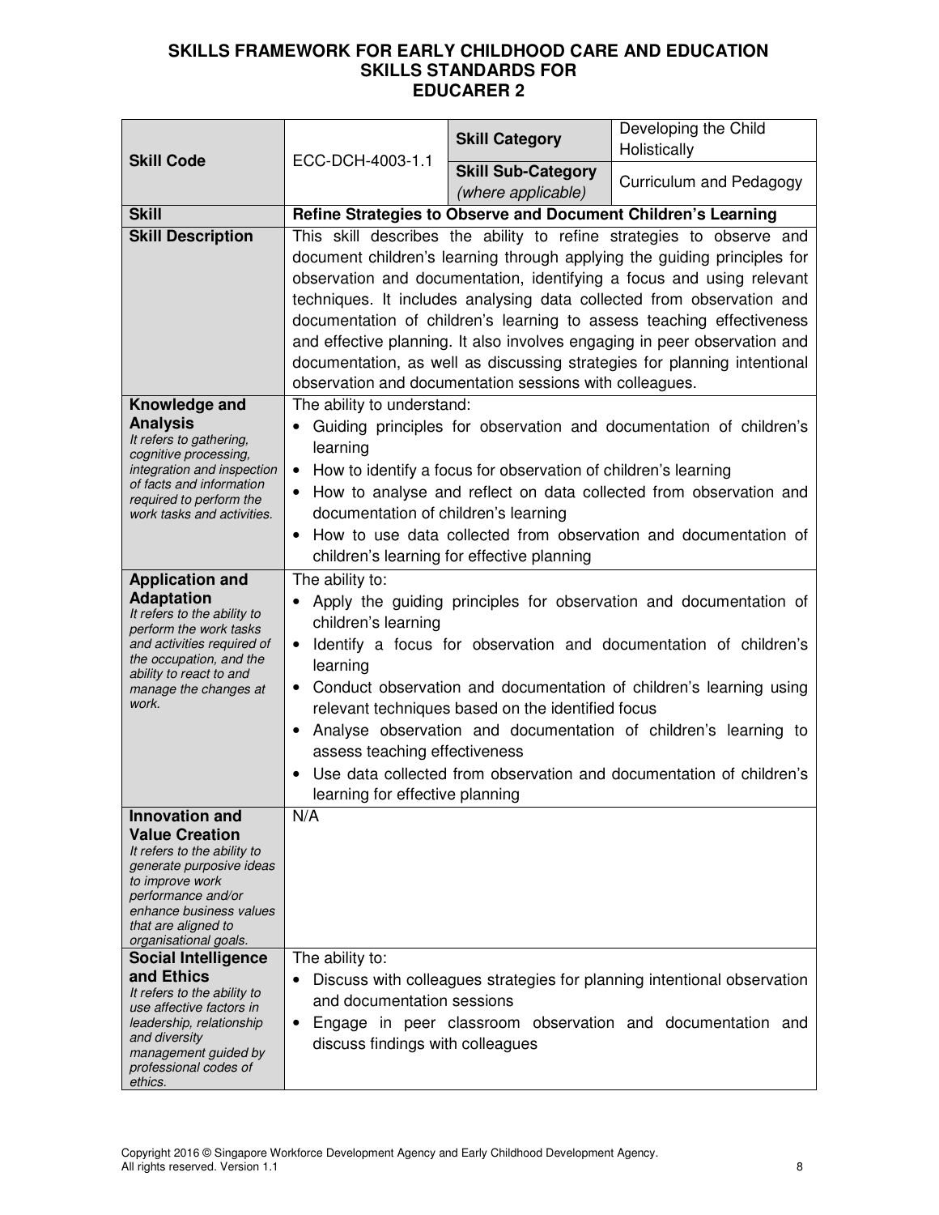# SKILLS FRAMEWORK FOR EARLY CHILDHOOD CARE AND EDUCATION
## SKILLS STANDARDS FOR
## EDUCARER 2

| | | | |
|---|---|---|---|
| **Skill Code** | ECC-DCH-4003-1.1 | **Skill Category** | Developing the Child Holistically |
| | | **Skill Sub-Category** *(where applicable)* | Curriculum and Pedagogy |
| **Skill** | **Refine Strategies to Observe and Document Children's Learning** | | |
| **Skill Description** | This skill describes the ability to refine strategies to observe and document children's learning through applying the guiding principles for observation and documentation, identifying a focus and using relevant techniques. It includes analysing data collected from observation and documentation of children's learning to assess teaching effectiveness and effective planning. It also involves engaging in peer observation and documentation, as well as discussing strategies for planning intentional observation and documentation sessions with colleagues. | | |
| **Knowledge and Analysis** *It refers to gathering, cognitive processing, integration and inspection of facts and information required to perform the work tasks and activities.* | The ability to understand:<br>• Guiding principles for observation and documentation of children's learning<br>• How to identify a focus for observation of children's learning<br>• How to analyse and reflect on data collected from observation and documentation of children's learning<br>• How to use data collected from observation and documentation of children's learning for effective planning | | |
| **Application and Adaptation** *It refers to the ability to perform the work tasks and activities required of the occupation, and the ability to react to and manage the changes at work.* | The ability to:<br>• Apply the guiding principles for observation and documentation of children's learning<br>• Identify a focus for observation and documentation of children's learning<br>• Conduct observation and documentation of children's learning using relevant techniques based on the identified focus<br>• Analyse observation and documentation of children's learning to assess teaching effectiveness<br>• Use data collected from observation and documentation of children's learning for effective planning | | |
| **Innovation and Value Creation** *It refers to the ability to generate purposive ideas to improve work performance and/or enhance business values that are aligned to organisational goals.* | N/A | | |
| **Social Intelligence and Ethics** *It refers to the ability to use affective factors in leadership, relationship and diversity management guided by professional codes of ethics.* | The ability to:<br>• Discuss with colleagues strategies for planning intentional observation and documentation sessions<br>• Engage in peer classroom observation and documentation and discuss findings with colleagues | | |

Copyright 2016 © Singapore Workforce Development Agency and Early Childhood Development Agency. All rights reserved. Version 1.1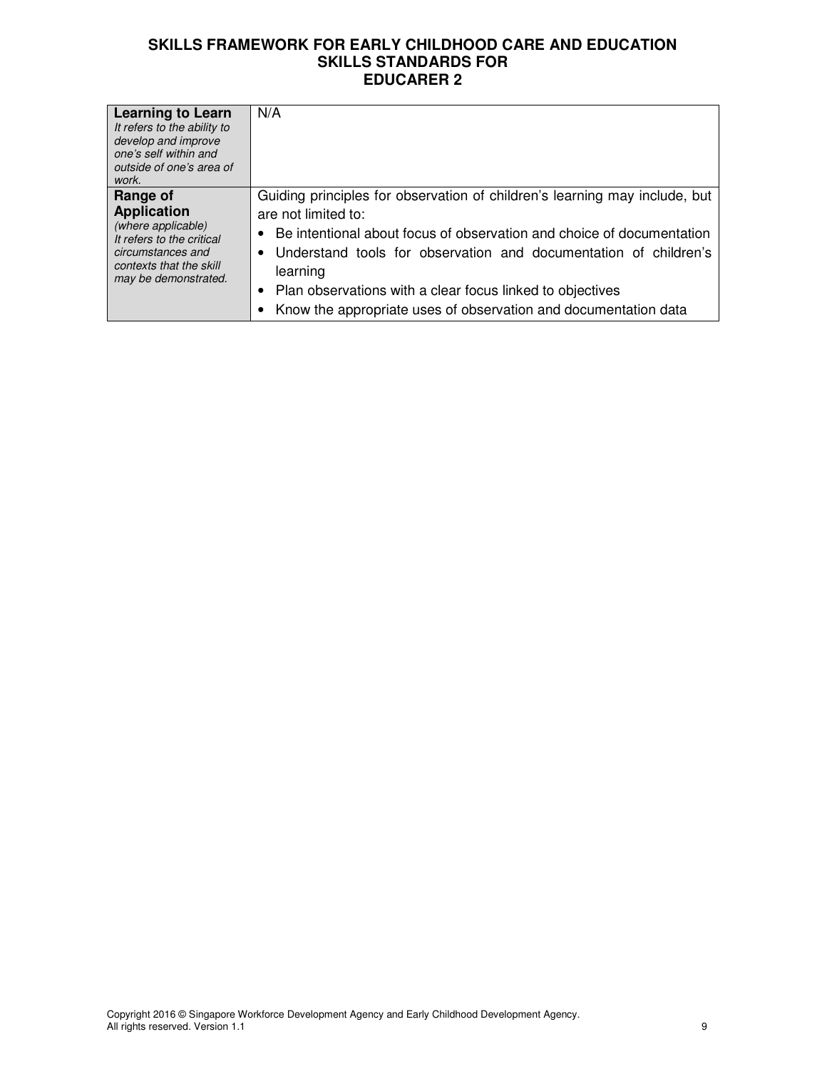| **Learning to Learn**<br>*It refers to the ability to develop and improve one's self within and outside of one's area of work.* | N/A |
|---|---|
| **Range of Application**<br>*(where applicable)*<br>*It refers to the critical circumstances and contexts that the skill may be demonstrated.* | Guiding principles for observation of children's learning may include, but are not limited to:<br>• Be intentional about focus of observation and choice of documentation<br>• Understand tools for observation and documentation of children's learning<br>• Plan observations with a clear focus linked to objectives<br>• Know the appropriate uses of observation and documentation data |

Copyright 2016 © Singapore Workforce Development Agency and Early Childhood Development Agency.
All rights reserved. Version 1.1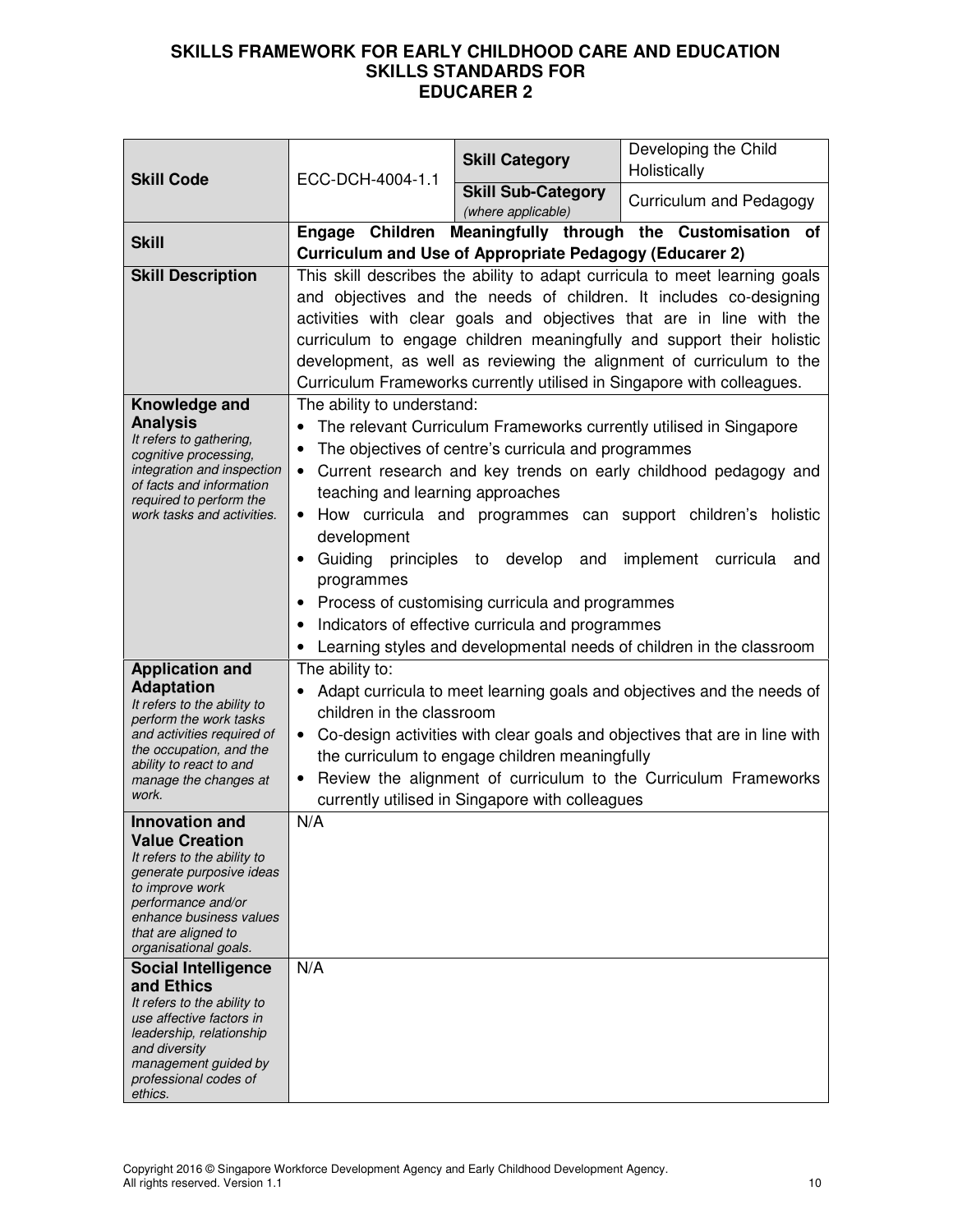# SKILLS FRAMEWORK FOR EARLY CHILDHOOD CARE AND EDUCATION SKILLS STANDARDS FOR EDUCARER 2

| | | | |
|---|---|---|---|
| **Skill Code** | ECC-DCH-4004-1.1 | **Skill Category** | Developing the Child Holistically |
| | | **Skill Sub-Category** *(where applicable)* | Curriculum and Pedagogy |
| **Skill** | **Engage Children Meaningfully through the Customisation of Curriculum and Use of Appropriate Pedagogy (Educarer 2)** | | |
| **Skill Description** | This skill describes the ability to adapt curricula to meet learning goals and objectives and the needs of children. It includes co-designing activities with clear goals and objectives that are in line with the curriculum to engage children meaningfully and support their holistic development, as well as reviewing the alignment of curriculum to the Curriculum Frameworks currently utilised in Singapore with colleagues. | | |
| **Knowledge and Analysis** *It refers to gathering, cognitive processing, integration and inspection of facts and information required to perform the work tasks and activities.* | The ability to understand: <br>• The relevant Curriculum Frameworks currently utilised in Singapore <br>• The objectives of centre's curricula and programmes <br>• Current research and key trends on early childhood pedagogy and teaching and learning approaches <br>• How curricula and programmes can support children's holistic development <br>• Guiding principles to develop and implement curricula and programmes <br>• Process of customising curricula and programmes <br>• Indicators of effective curricula and programmes <br>• Learning styles and developmental needs of children in the classroom | | |
| **Application and Adaptation** *It refers to the ability to perform the work tasks and activities required of the occupation, and the ability to react to and manage the changes at work.* | The ability to: <br>• Adapt curricula to meet learning goals and objectives and the needs of children in the classroom <br>• Co-design activities with clear goals and objectives that are in line with the curriculum to engage children meaningfully <br>• Review the alignment of curriculum to the Curriculum Frameworks currently utilised in Singapore with colleagues | | |
| **Innovation and Value Creation** *It refers to the ability to generate purposive ideas to improve work performance and/or enhance business values that are aligned to organisational goals.* | N/A | | |
| **Social Intelligence and Ethics** *It refers to the ability to use affective factors in leadership, relationship and diversity management guided by professional codes of ethics.* | N/A | | |

Copyright 2016 © Singapore Workforce Development Agency and Early Childhood Development Agency. All rights reserved. Version 1.1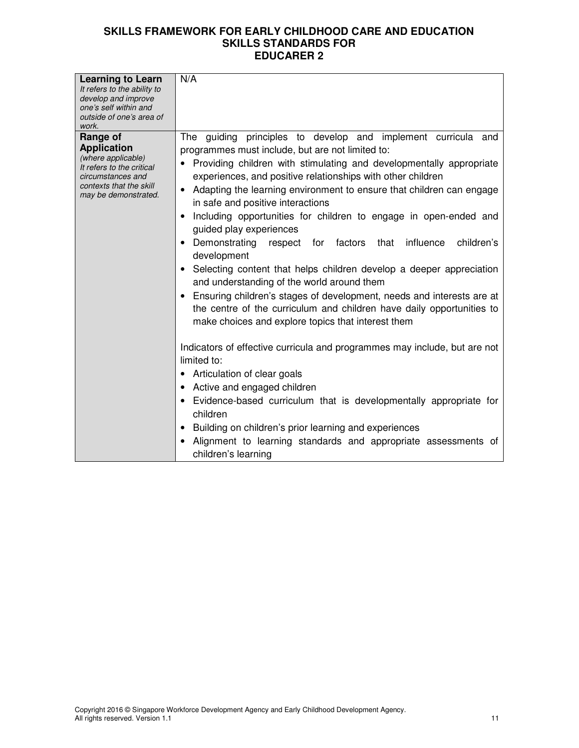| | |
|---|---|
| **Learning to Learn**<br>*It refers to the ability to develop and improve one's self within and outside of one's area of work.* | N/A |
| **Range of Application**<br>*(where applicable)*<br>*It refers to the critical circumstances and contexts that the skill may be demonstrated.* | The guiding principles to develop and implement curricula and programmes must include, but are not limited to:<br>• Providing children with stimulating and developmentally appropriate experiences, and positive relationships with other children<br>• Adapting the learning environment to ensure that children can engage in safe and positive interactions<br>• Including opportunities for children to engage in open-ended and guided play experiences<br>• Demonstrating respect for factors that influence children's development<br>• Selecting content that helps children develop a deeper appreciation and understanding of the world around them<br>• Ensuring children's stages of development, needs and interests are at the centre of the curriculum and children have daily opportunities to make choices and explore topics that interest them<br><br>Indicators of effective curricula and programmes may include, but are not limited to:<br>• Articulation of clear goals<br>• Active and engaged children<br>• Evidence-based curriculum that is developmentally appropriate for children<br>• Building on children's prior learning and experiences<br>• Alignment to learning standards and appropriate assessments of children's learning |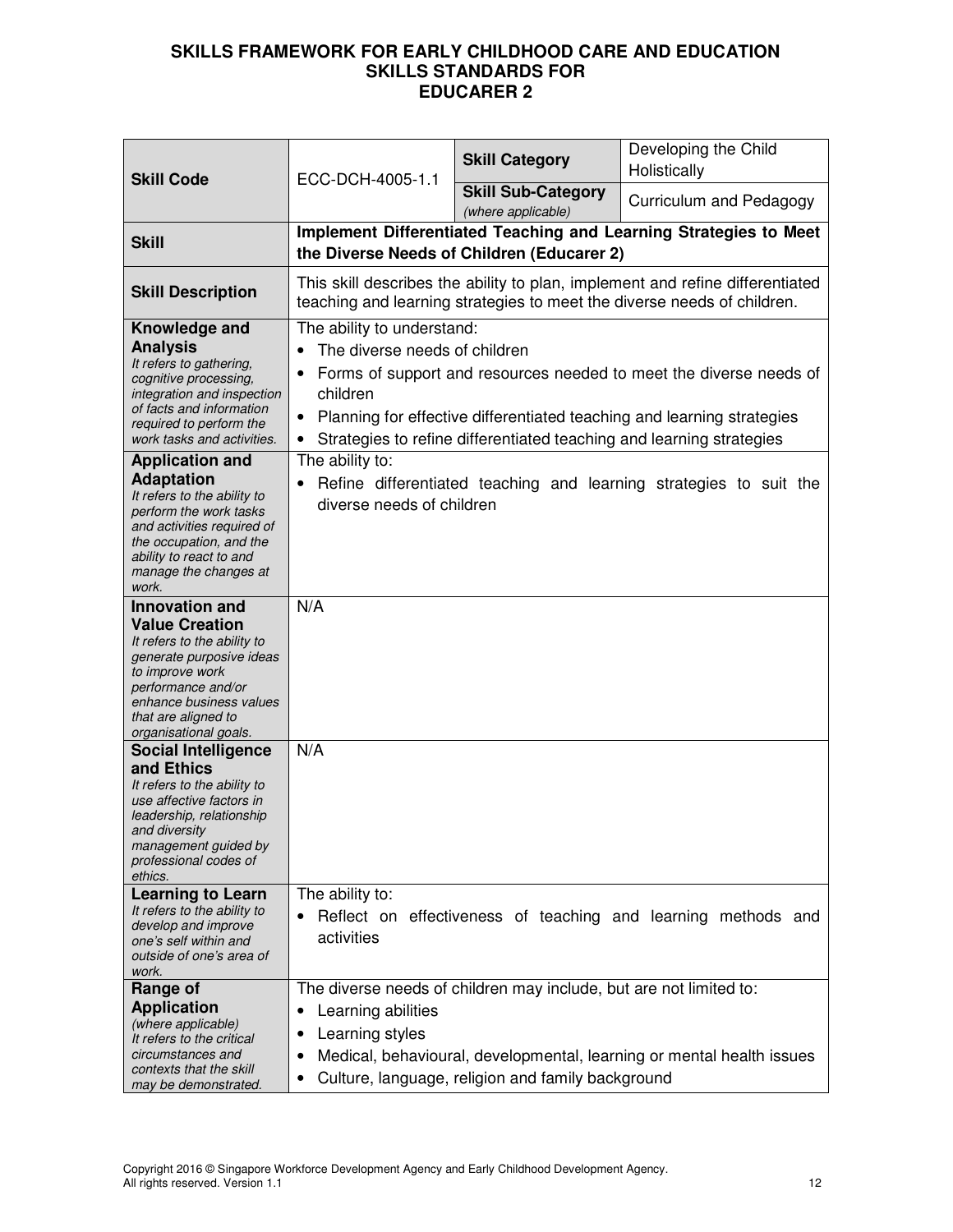**SKILLS FRAMEWORK FOR EARLY CHILDHOOD CARE AND EDUCATION**
**SKILLS STANDARDS FOR**
**EDUCARER 2**

| **Skill Code** | ECC-DCH-4005-1.1 | **Skill Category** | Developing the Child Holistically |
|---|---|---|---|
| | | **Skill Sub-Category** *(where applicable)* | Curriculum and Pedagogy |
| **Skill** | **Implement Differentiated Teaching and Learning Strategies to Meet the Diverse Needs of Children (Educarer 2)** | | |
| **Skill Description** | This skill describes the ability to plan, implement and refine differentiated teaching and learning strategies to meet the diverse needs of children. | | |
| **Knowledge and Analysis** *It refers to gathering, cognitive processing, integration and inspection of facts and information required to perform the work tasks and activities.* | The ability to understand:<br>• The diverse needs of children<br>• Forms of support and resources needed to meet the diverse needs of children<br>• Planning for effective differentiated teaching and learning strategies<br>• Strategies to refine differentiated teaching and learning strategies | | |
| **Application and Adaptation** *It refers to the ability to perform the work tasks and activities required of the occupation, and the ability to react to and manage the changes at work.* | The ability to:<br>• Refine differentiated teaching and learning strategies to suit the diverse needs of children | | |
| **Innovation and Value Creation** *It refers to the ability to generate purposive ideas to improve work performance and/or enhance business values that are aligned to organisational goals.* | N/A | | |
| **Social Intelligence and Ethics** *It refers to the ability to use affective factors in leadership, relationship and diversity management guided by professional codes of ethics.* | N/A | | |
| **Learning to Learn** *It refers to the ability to develop and improve one's self within and outside of one's area of work.* | The ability to:<br>• Reflect on effectiveness of teaching and learning methods and activities | | |
| **Range of Application** *(where applicable)* *It refers to the critical circumstances and contexts that the skill may be demonstrated.* | The diverse needs of children may include, but are not limited to:<br>• Learning abilities<br>• Learning styles<br>• Medical, behavioural, developmental, learning or mental health issues<br>• Culture, language, religion and family background | | |

Copyright 2016 © Singapore Workforce Development Agency and Early Childhood Development Agency. All rights reserved. Version 1.1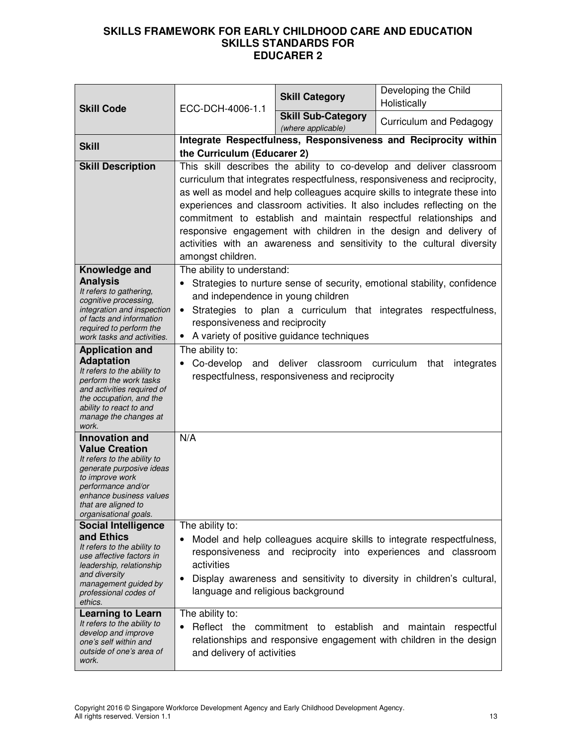# SKILLS FRAMEWORK FOR EARLY CHILDHOOD CARE AND EDUCATION
## SKILLS STANDARDS FOR
## EDUCARER 2

| **Skill Code** | ECC-DCH-4006-1.1 | **Skill Category** | Developing the Child Holistically |
|---|---|---|---|
| | | **Skill Sub-Category** *(where applicable)* | Curriculum and Pedagogy |
| **Skill** | **Integrate Respectfulness, Responsiveness and Reciprocity within the Curriculum (Educarer 2)** | | |
| **Skill Description** | This skill describes the ability to co-develop and deliver classroom curriculum that integrates respectfulness, responsiveness and reciprocity, as well as model and help colleagues acquire skills to integrate these into experiences and classroom activities. It also includes reflecting on the commitment to establish and maintain respectful relationships and responsive engagement with children in the design and delivery of activities with an awareness and sensitivity to the cultural diversity amongst children. | | |
| **Knowledge and Analysis** *It refers to gathering, cognitive processing, integration and inspection of facts and information required to perform the work tasks and activities.* | The ability to understand:<br>• Strategies to nurture sense of security, emotional stability, confidence and independence in young children<br>• Strategies to plan a curriculum that integrates respectfulness, responsiveness and reciprocity<br>• A variety of positive guidance techniques | | |
| **Application and Adaptation** *It refers to the ability to perform the work tasks and activities required of the occupation, and the ability to react to and manage the changes at work.* | The ability to:<br>• Co-develop and deliver classroom curriculum that integrates respectfulness, responsiveness and reciprocity | | |
| **Innovation and Value Creation** *It refers to the ability to generate purposive ideas to improve work performance and/or enhance business values that are aligned to organisational goals.* | N/A | | |
| **Social Intelligence and Ethics** *It refers to the ability to use affective factors in leadership, relationship and diversity management guided by professional codes of ethics.* | The ability to:<br>• Model and help colleagues acquire skills to integrate respectfulness, responsiveness and reciprocity into experiences and classroom activities<br>• Display awareness and sensitivity to diversity in children's cultural, language and religious background | | |
| **Learning to Learn** *It refers to the ability to develop and improve one's self within and outside of one's area of work.* | The ability to:<br>• Reflect the commitment to establish and maintain respectful relationships and responsive engagement with children in the design and delivery of activities | | |

Copyright 2016 © Singapore Workforce Development Agency and Early Childhood Development Agency. All rights reserved. Version 1.1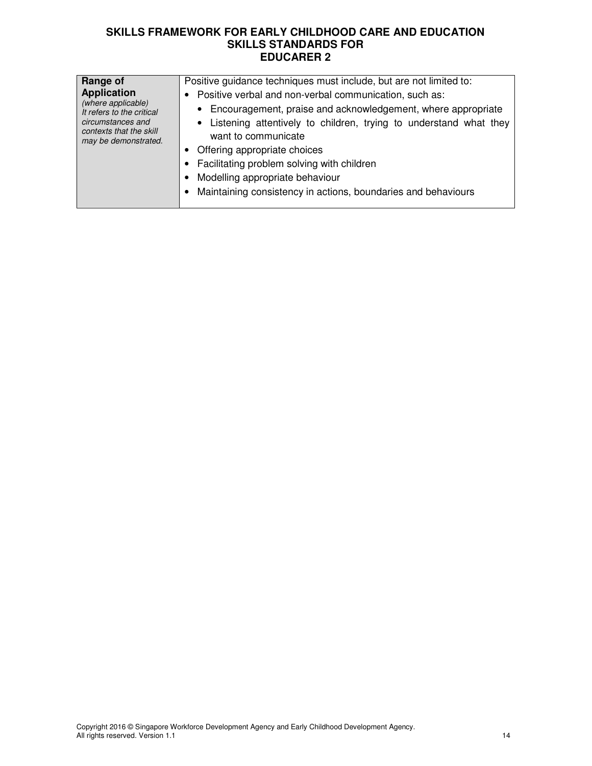| **Range of Application** *(where applicable)* *It refers to the critical circumstances and contexts that the skill may be demonstrated.* | Positive guidance techniques must include, but are not limited to:<br>• Positive verbal and non-verbal communication, such as:<br>&nbsp;&nbsp;• Encouragement, praise and acknowledgement, where appropriate<br>&nbsp;&nbsp;• Listening attentively to children, trying to understand what they want to communicate<br>• Offering appropriate choices<br>• Facilitating problem solving with children<br>• Modelling appropriate behaviour<br>• Maintaining consistency in actions, boundaries and behaviours |
|---|---|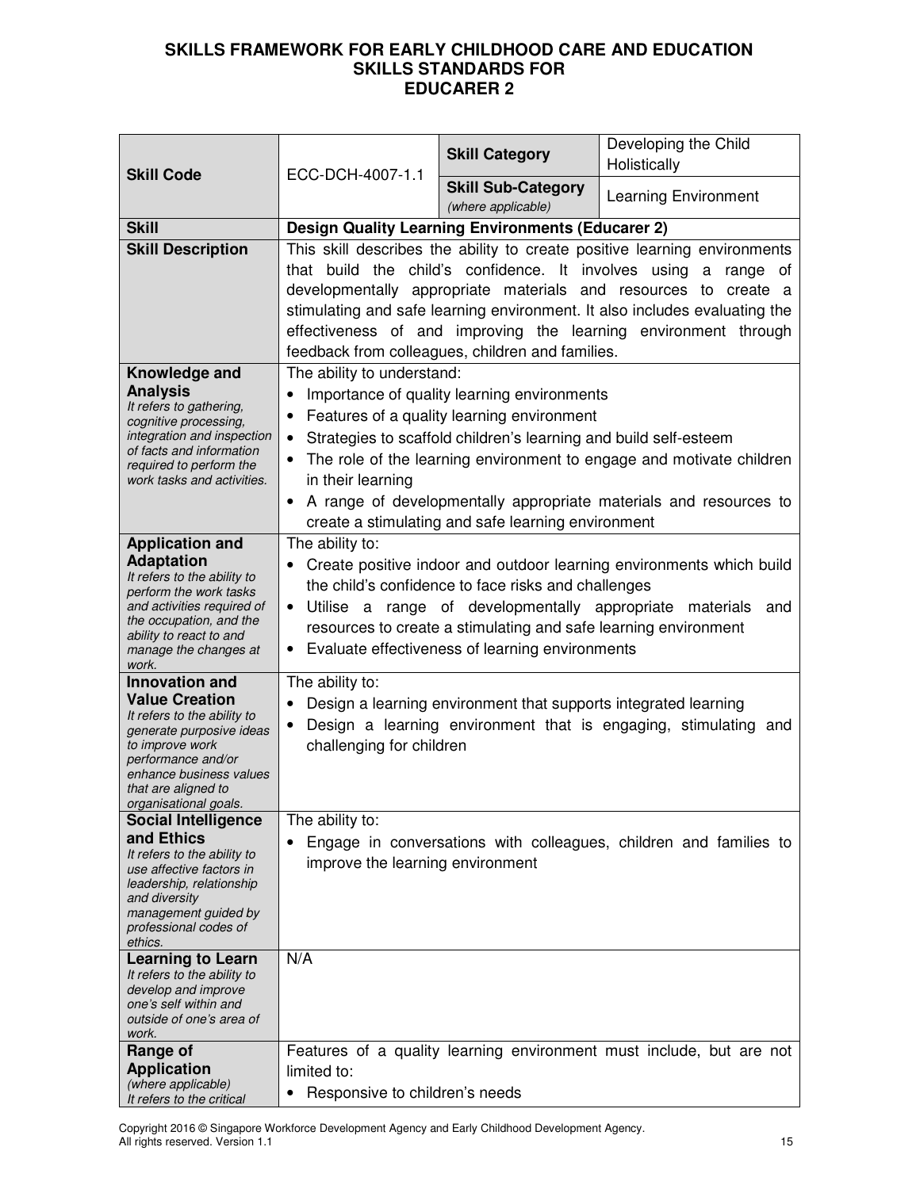**SKILLS FRAMEWORK FOR EARLY CHILDHOOD CARE AND EDUCATION**
**SKILLS STANDARDS FOR**
**EDUCARER 2**

| **Skill Code** | ECC-DCH-4007-1.1 | **Skill Category** | Developing the Child Holistically |
|---|---|---|---|
| | | **Skill Sub-Category** *(where applicable)* | Learning Environment |
| **Skill** | **Design Quality Learning Environments (Educarer 2)** | | |
| **Skill Description** | This skill describes the ability to create positive learning environments that build the child's confidence. It involves using a range of developmentally appropriate materials and resources to create a stimulating and safe learning environment. It also includes evaluating the effectiveness of and improving the learning environment through feedback from colleagues, children and families. | | |
| **Knowledge and Analysis** *It refers to gathering, cognitive processing, integration and inspection of facts and information required to perform the work tasks and activities.* | The ability to understand: • Importance of quality learning environments • Features of a quality learning environment • Strategies to scaffold children's learning and build self-esteem • The role of the learning environment to engage and motivate children in their learning • A range of developmentally appropriate materials and resources to create a stimulating and safe learning environment | | |
| **Application and Adaptation** *It refers to the ability to perform the work tasks and activities required of the occupation, and the ability to react to and manage the changes at work.* | The ability to: • Create positive indoor and outdoor learning environments which build the child's confidence to face risks and challenges • Utilise a range of developmentally appropriate materials and resources to create a stimulating and safe learning environment • Evaluate effectiveness of learning environments | | |
| **Innovation and Value Creation** *It refers to the ability to generate purposive ideas to improve work performance and/or enhance business values that are aligned to organisational goals.* | The ability to: • Design a learning environment that supports integrated learning • Design a learning environment that is engaging, stimulating and challenging for children | | |
| **Social Intelligence and Ethics** *It refers to the ability to use affective factors in leadership, relationship and diversity management guided by professional codes of ethics.* | The ability to: • Engage in conversations with colleagues, children and families to improve the learning environment | | |
| **Learning to Learn** *It refers to the ability to develop and improve one's self within and outside of one's area of work.* | N/A | | |
| **Range of Application** *(where applicable)* *It refers to the critical* | Features of a quality learning environment must include, but are not limited to: • Responsive to children's needs | | |

Copyright 2016 © Singapore Workforce Development Agency and Early Childhood Development Agency. All rights reserved. Version 1.1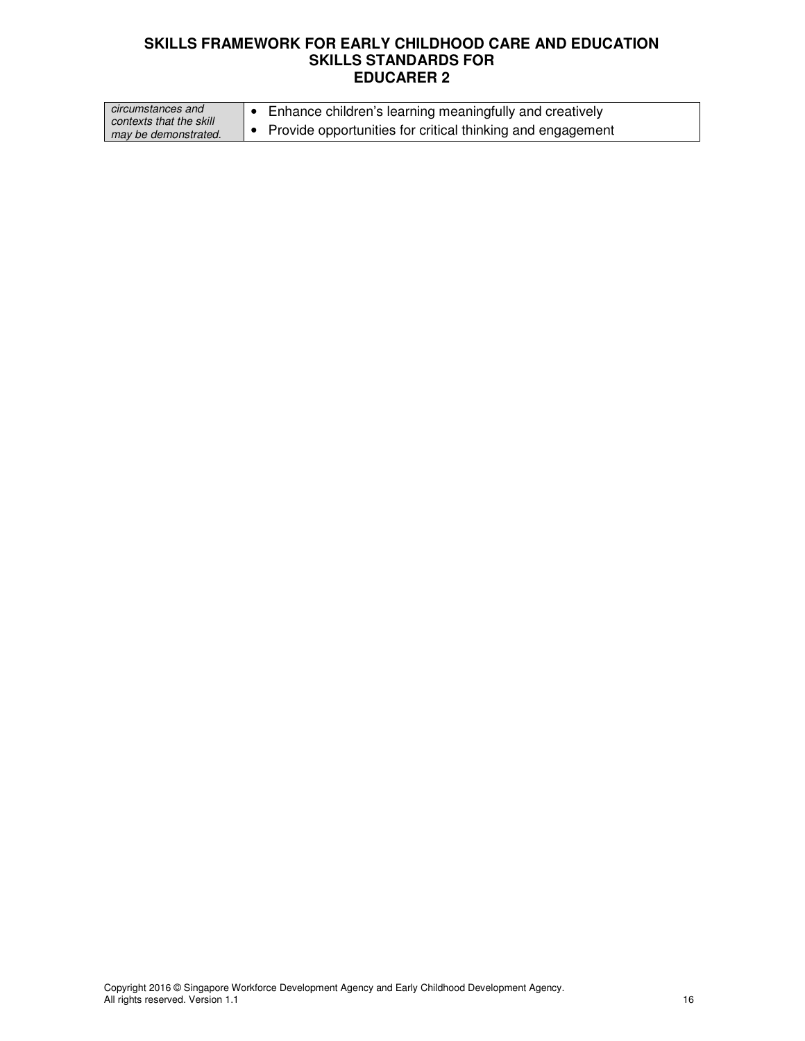| | |
|---|---|
| *circumstances and contexts that the skill may be demonstrated.* | • Enhance children's learning meaningfully and creatively<br>• Provide opportunities for critical thinking and engagement |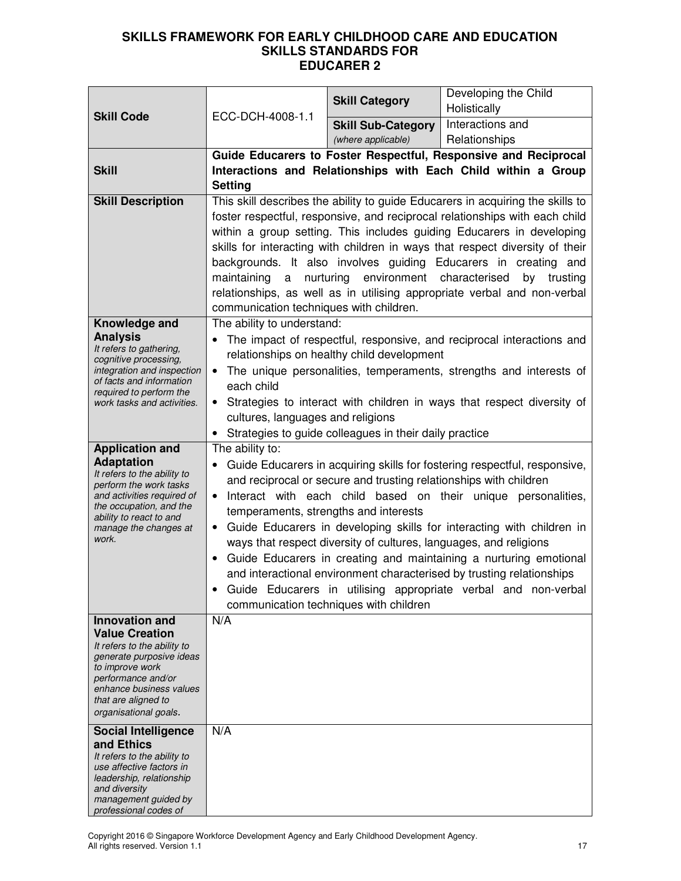# SKILLS FRAMEWORK FOR EARLY CHILDHOOD CARE AND EDUCATION
## SKILLS STANDARDS FOR
## EDUCARER 2

| **Skill Code** | ECC-DCH-4008-1.1 | **Skill Category** | Developing the Child Holistically |
|---|---|---|---|
| | | **Skill Sub-Category** *(where applicable)* | Interactions and Relationships |
| **Skill** | **Guide Educarers to Foster Respectful, Responsive and Reciprocal Interactions and Relationships with Each Child within a Group Setting** | | |
| **Skill Description** | This skill describes the ability to guide Educarers in acquiring the skills to foster respectful, responsive, and reciprocal relationships with each child within a group setting. This includes guiding Educarers in developing skills for interacting with children in ways that respect diversity of their backgrounds. It also involves guiding Educarers in creating and maintaining a nurturing environment characterised by trusting relationships, as well as in utilising appropriate verbal and non-verbal communication techniques with children. | | |
| **Knowledge and Analysis** *It refers to gathering, cognitive processing, integration and inspection of facts and information required to perform the work tasks and activities.* | The ability to understand: <br>• The impact of respectful, responsive, and reciprocal interactions and relationships on healthy child development <br>• The unique personalities, temperaments, strengths and interests of each child <br>• Strategies to interact with children in ways that respect diversity of cultures, languages and religions <br>• Strategies to guide colleagues in their daily practice | | |
| **Application and Adaptation** *It refers to the ability to perform the work tasks and activities required of the occupation, and the ability to react to and manage the changes at work.* | The ability to: <br>• Guide Educarers in acquiring skills for fostering respectful, responsive, and reciprocal or secure and trusting relationships with children <br>• Interact with each child based on their unique personalities, temperaments, strengths and interests <br>• Guide Educarers in developing skills for interacting with children in ways that respect diversity of cultures, languages, and religions <br>• Guide Educarers in creating and maintaining a nurturing emotional and interactional environment characterised by trusting relationships <br>• Guide Educarers in utilising appropriate verbal and non-verbal communication techniques with children | | |
| **Innovation and Value Creation** *It refers to the ability to generate purposive ideas to improve work performance and/or enhance business values that are aligned to organisational goals.* | N/A | | |
| **Social Intelligence and Ethics** *It refers to the ability to use affective factors in leadership, relationship and diversity management guided by professional codes of* | N/A | | |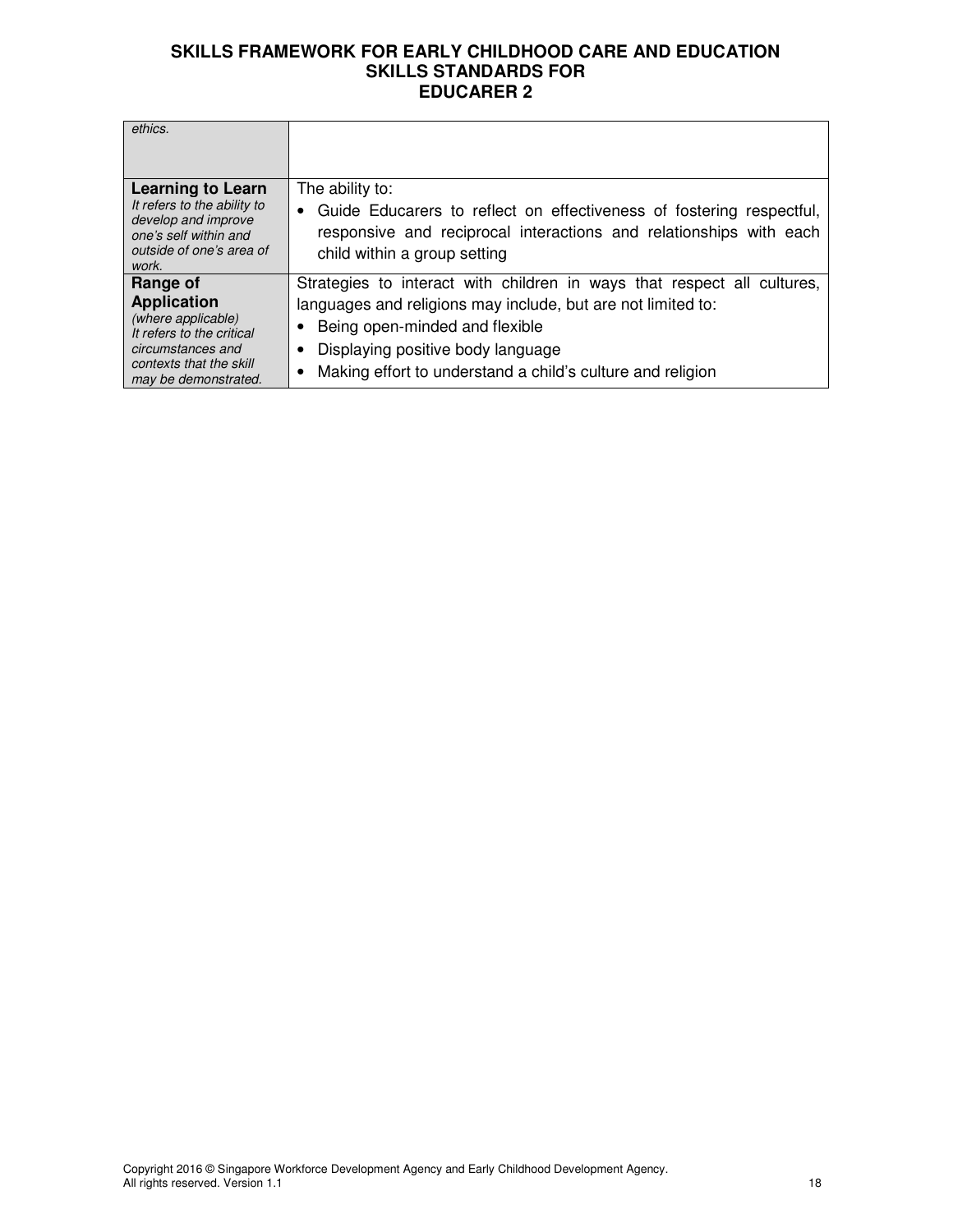| | |
|---|---|
| *ethics.* | |
| **Learning to Learn**<br>*It refers to the ability to develop and improve one's self within and outside of one's area of work.* | The ability to:<br>• Guide Educarers to reflect on effectiveness of fostering respectful, responsive and reciprocal interactions and relationships with each child within a group setting |
| **Range of Application**<br>*(where applicable)*<br>*It refers to the critical circumstances and contexts that the skill may be demonstrated.* | Strategies to interact with children in ways that respect all cultures, languages and religions may include, but are not limited to:<br>• Being open-minded and flexible<br>• Displaying positive body language<br>• Making effort to understand a child's culture and religion |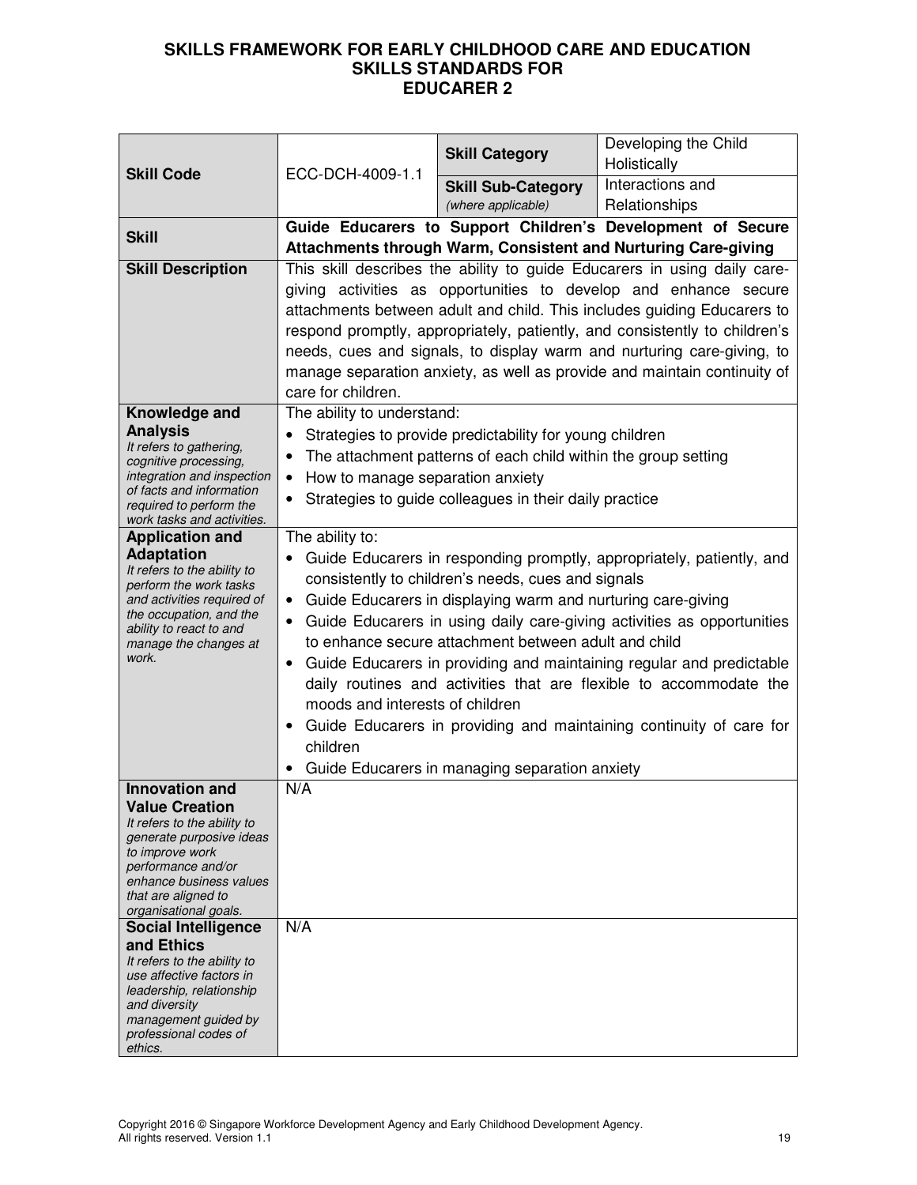# SKILLS FRAMEWORK FOR EARLY CHILDHOOD CARE AND EDUCATION SKILLS STANDARDS FOR EDUCARER 2

| **Skill Code** | ECC-DCH-4009-1.1 | **Skill Category** | Developing the Child Holistically |
|---|---|---|---|
| | | **Skill Sub-Category** *(where applicable)* | Interactions and Relationships |
| **Skill** | **Guide Educarers to Support Children's Development of Secure Attachments through Warm, Consistent and Nurturing Care-giving** | | |
| **Skill Description** | This skill describes the ability to guide Educarers in using daily care-giving activities as opportunities to develop and enhance secure attachments between adult and child. This includes guiding Educarers to respond promptly, appropriately, patiently, and consistently to children's needs, cues and signals, to display warm and nurturing care-giving, to manage separation anxiety, as well as provide and maintain continuity of care for children. | | |
| **Knowledge and Analysis** *It refers to gathering, cognitive processing, integration and inspection of facts and information required to perform the work tasks and activities.* | The ability to understand: <br>• Strategies to provide predictability for young children <br>• The attachment patterns of each child within the group setting <br>• How to manage separation anxiety <br>• Strategies to guide colleagues in their daily practice | | |
| **Application and Adaptation** *It refers to the ability to perform the work tasks and activities required of the occupation, and the ability to react to and manage the changes at work.* | The ability to: <br>• Guide Educarers in responding promptly, appropriately, patiently, and consistently to children's needs, cues and signals <br>• Guide Educarers in displaying warm and nurturing care-giving <br>• Guide Educarers in using daily care-giving activities as opportunities to enhance secure attachment between adult and child <br>• Guide Educarers in providing and maintaining regular and predictable daily routines and activities that are flexible to accommodate the moods and interests of children <br>• Guide Educarers in providing and maintaining continuity of care for children <br>• Guide Educarers in managing separation anxiety | | |
| **Innovation and Value Creation** *It refers to the ability to generate purposive ideas to improve work performance and/or enhance business values that are aligned to organisational goals.* | N/A | | |
| **Social Intelligence and Ethics** *It refers to the ability to use affective factors in leadership, relationship and diversity management guided by professional codes of ethics.* | N/A | | |

Copyright 2016 © Singapore Workforce Development Agency and Early Childhood Development Agency. All rights reserved. Version 1.1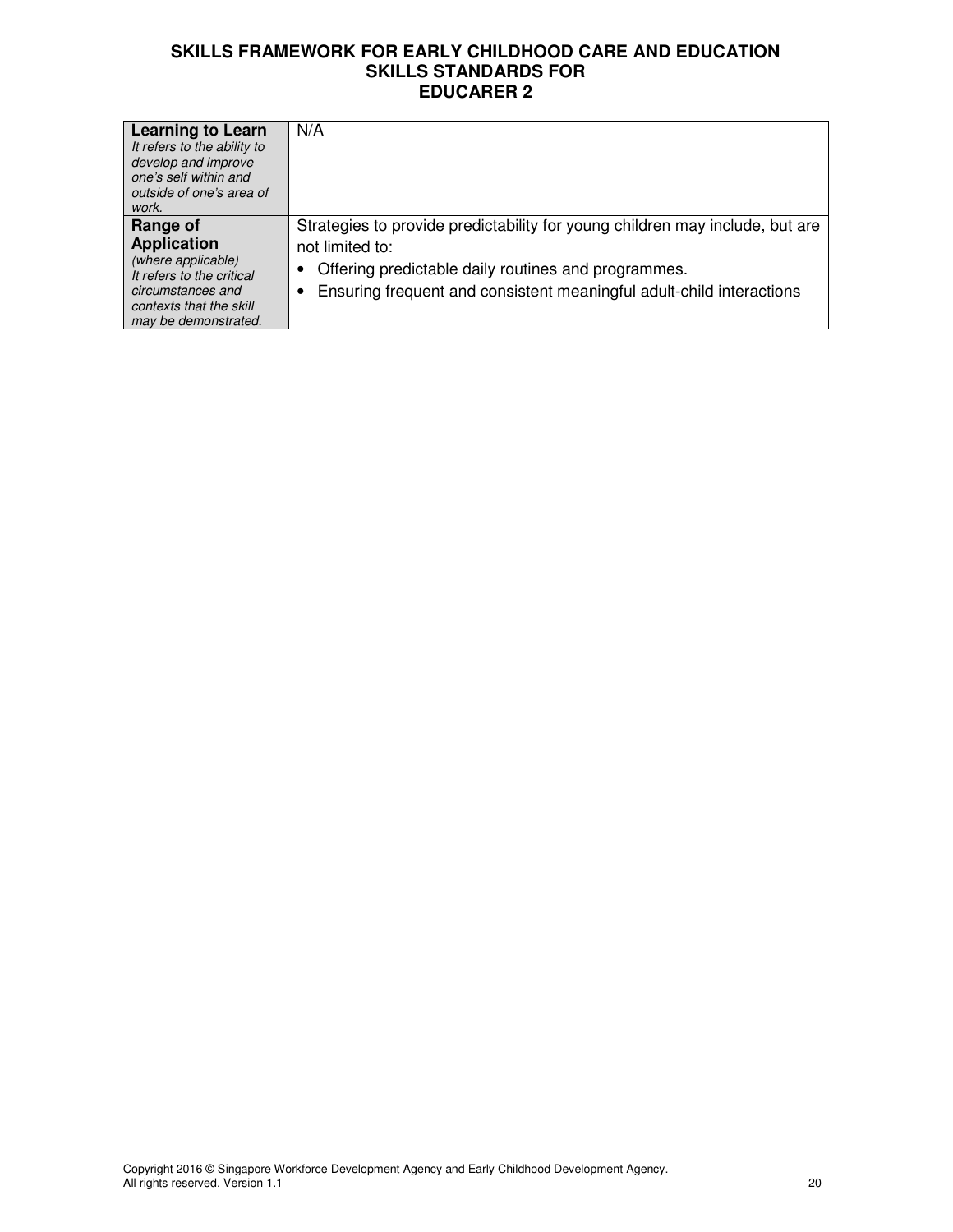| **Learning to Learn**<br>*It refers to the ability to develop and improve one's self within and outside of one's area of work.* | N/A |
|---|---|
| **Range of Application**<br>*(where applicable)*<br>*It refers to the critical circumstances and contexts that the skill may be demonstrated.* | Strategies to provide predictability for young children may include, but are not limited to:<br>• Offering predictable daily routines and programmes.<br>• Ensuring frequent and consistent meaningful adult-child interactions |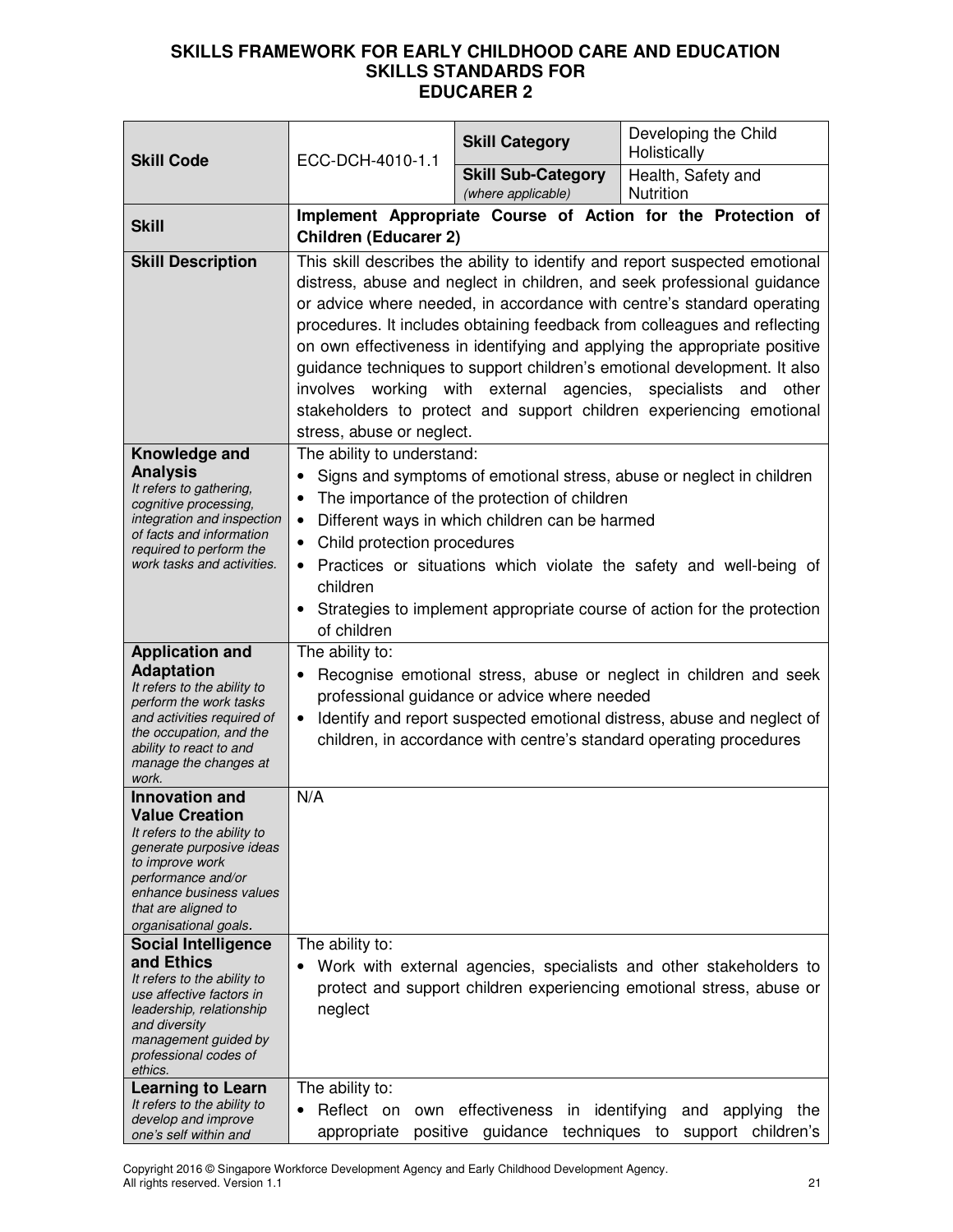**SKILLS FRAMEWORK FOR EARLY CHILDHOOD CARE AND EDUCATION**
**SKILLS STANDARDS FOR**
**EDUCARER 2**

| | | | |
|---|---|---|---|
| **Skill Code** | ECC-DCH-4010-1.1 | **Skill Category** | Developing the Child Holistically |
| | | **Skill Sub-Category** *(where applicable)* | Health, Safety and Nutrition |
| **Skill** | **Implement Appropriate Course of Action for the Protection of Children (Educarer 2)** | | |
| **Skill Description** | This skill describes the ability to identify and report suspected emotional distress, abuse and neglect in children, and seek professional guidance or advice where needed, in accordance with centre's standard operating procedures. It includes obtaining feedback from colleagues and reflecting on own effectiveness in identifying and applying the appropriate positive guidance techniques to support children's emotional development. It also involves working with external agencies, specialists and other stakeholders to protect and support children experiencing emotional stress, abuse or neglect. | | |
| **Knowledge and Analysis** *It refers to gathering, cognitive processing, integration and inspection of facts and information required to perform the work tasks and activities.* | The ability to understand:<br>• Signs and symptoms of emotional stress, abuse or neglect in children<br>• The importance of the protection of children<br>• Different ways in which children can be harmed<br>• Child protection procedures<br>• Practices or situations which violate the safety and well-being of children<br>• Strategies to implement appropriate course of action for the protection of children | | |
| **Application and Adaptation** *It refers to the ability to perform the work tasks and activities required of the occupation, and the ability to react to and manage the changes at work.* | The ability to:<br>• Recognise emotional stress, abuse or neglect in children and seek professional guidance or advice where needed<br>• Identify and report suspected emotional distress, abuse and neglect of children, in accordance with centre's standard operating procedures | | |
| **Innovation and Value Creation** *It refers to the ability to generate purposive ideas to improve work performance and/or enhance business values that are aligned to organisational goals.* | N/A | | |
| **Social Intelligence and Ethics** *It refers to the ability to use affective factors in leadership, relationship and diversity management guided by professional codes of ethics.* | The ability to:<br>• Work with external agencies, specialists and other stakeholders to protect and support children experiencing emotional stress, abuse or neglect | | |
| **Learning to Learn** *It refers to the ability to develop and improve one's self within and* | The ability to:<br>• Reflect on own effectiveness in identifying and applying the appropriate positive guidance techniques to support children's | | |

Copyright 2016 © Singapore Workforce Development Agency and Early Childhood Development Agency. All rights reserved. Version 1.1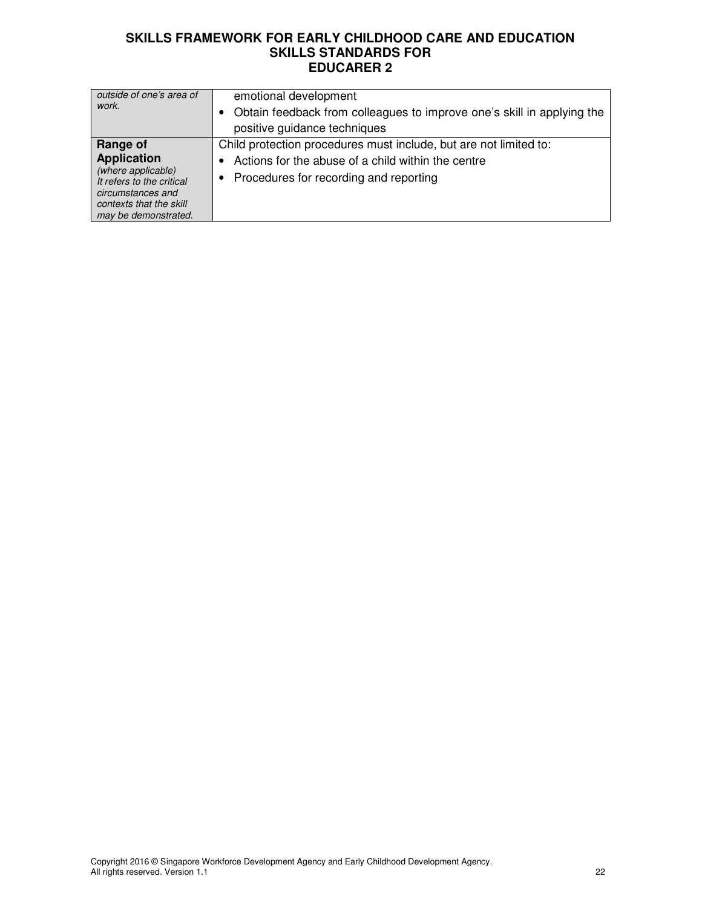| | |
|---|---|
| *outside of one's area of work.* | emotional development<br>• Obtain feedback from colleagues to improve one's skill in applying the positive guidance techniques |
| **Range of Application**<br>*(where applicable)*<br>*It refers to the critical circumstances and contexts that the skill may be demonstrated.* | Child protection procedures must include, but are not limited to:<br>• Actions for the abuse of a child within the centre<br>• Procedures for recording and reporting |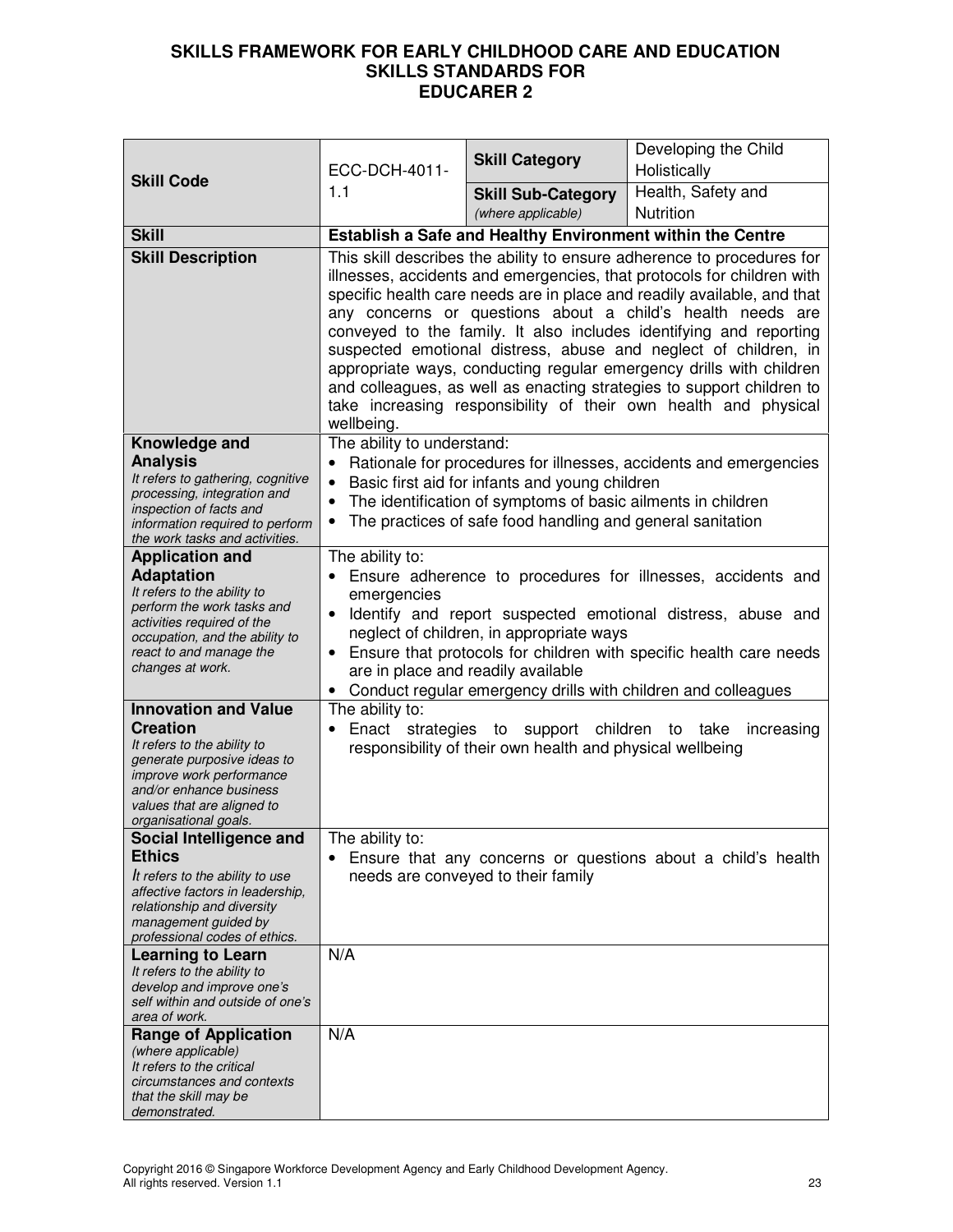# SKILLS FRAMEWORK FOR EARLY CHILDHOOD CARE AND EDUCATION
## SKILLS STANDARDS FOR
## EDUCARER 2

| **Skill Code** | ECC-DCH-4011-1.1 | **Skill Category** | Developing the Child Holistically |
|---|---|---|---|
| | | **Skill Sub-Category** *(where applicable)* | Health, Safety and Nutrition |
| **Skill** | **Establish a Safe and Healthy Environment within the Centre** | | |
| **Skill Description** | This skill describes the ability to ensure adherence to procedures for illnesses, accidents and emergencies, that protocols for children with specific health care needs are in place and readily available, and that any concerns or questions about a child's health needs are conveyed to the family. It also includes identifying and reporting suspected emotional distress, abuse and neglect of children, in appropriate ways, conducting regular emergency drills with children and colleagues, as well as enacting strategies to support children to take increasing responsibility of their own health and physical wellbeing. | | |
| **Knowledge and Analysis** *It refers to gathering, cognitive processing, integration and inspection of facts and information required to perform the work tasks and activities.* | The ability to understand:<br>• Rationale for procedures for illnesses, accidents and emergencies<br>• Basic first aid for infants and young children<br>• The identification of symptoms of basic ailments in children<br>• The practices of safe food handling and general sanitation | | |
| **Application and Adaptation** *It refers to the ability to perform the work tasks and activities required of the occupation, and the ability to react to and manage the changes at work.* | The ability to:<br>• Ensure adherence to procedures for illnesses, accidents and emergencies<br>• Identify and report suspected emotional distress, abuse and neglect of children, in appropriate ways<br>• Ensure that protocols for children with specific health care needs are in place and readily available<br>• Conduct regular emergency drills with children and colleagues | | |
| **Innovation and Value Creation** *It refers to the ability to generate purposive ideas to improve work performance and/or enhance business values that are aligned to organisational goals.* | The ability to:<br>• Enact strategies to support children to take increasing responsibility of their own health and physical wellbeing | | |
| **Social Intelligence and Ethics** *It refers to the ability to use affective factors in leadership, relationship and diversity management guided by professional codes of ethics.* | The ability to:<br>• Ensure that any concerns or questions about a child's health needs are conveyed to their family | | |
| **Learning to Learn** *It refers to the ability to develop and improve one's self within and outside of one's area of work.* | N/A | | |
| **Range of Application** *(where applicable) It refers to the critical circumstances and contexts that the skill may be demonstrated.* | N/A | | |

Copyright 2016 © Singapore Workforce Development Agency and Early Childhood Development Agency. All rights reserved. Version 1.1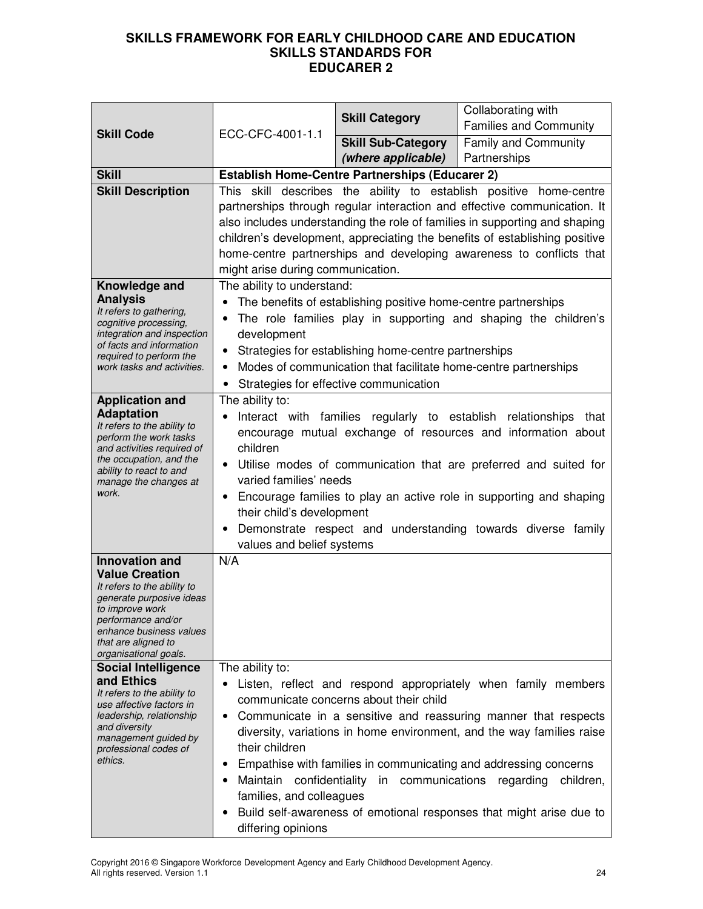# SKILLS FRAMEWORK FOR EARLY CHILDHOOD CARE AND EDUCATION SKILLS STANDARDS FOR EDUCARER 2

| **Skill Code** | ECC-CFC-4001-1.1 | **Skill Category** | Collaborating with Families and Community |
|---|---|---|---|
| | | **Skill Sub-Category *(where applicable)*** | Family and Community Partnerships |
| **Skill** | **Establish Home-Centre Partnerships (Educarer 2)** | | |
| **Skill Description** | This skill describes the ability to establish positive home-centre partnerships through regular interaction and effective communication. It also includes understanding the role of families in supporting and shaping children's development, appreciating the benefits of establishing positive home-centre partnerships and developing awareness to conflicts that might arise during communication. | | |
| **Knowledge and Analysis**<br>*It refers to gathering, cognitive processing, integration and inspection of facts and information required to perform the work tasks and activities.* | The ability to understand:<br>• The benefits of establishing positive home-centre partnerships<br>• The role families play in supporting and shaping the children's development<br>• Strategies for establishing home-centre partnerships<br>• Modes of communication that facilitate home-centre partnerships<br>• Strategies for effective communication | | |
| **Application and Adaptation**<br>*It refers to the ability to perform the work tasks and activities required of the occupation, and the ability to react to and manage the changes at work.* | The ability to:<br>• Interact with families regularly to establish relationships that encourage mutual exchange of resources and information about children<br>• Utilise modes of communication that are preferred and suited for varied families' needs<br>• Encourage families to play an active role in supporting and shaping their child's development<br>• Demonstrate respect and understanding towards diverse family values and belief systems | | |
| **Innovation and Value Creation**<br>*It refers to the ability to generate purposeful ideas to improve work performance and/or enhance business values that are aligned to organisational goals.* | N/A | | |
| **Social Intelligence and Ethics**<br>*It refers to the ability to use affective factors in leadership, relationship and diversity management guided by professional codes of ethics.* | The ability to:<br>• Listen, reflect and respond appropriately when family members communicate concerns about their child<br>• Communicate in a sensitive and reassuring manner that respects diversity, variations in home environment, and the way families raise their children<br>• Empathise with families in communicating and addressing concerns<br>• Maintain confidentiality in communications regarding children, families, and colleagues<br>• Build self-awareness of emotional responses that might arise due to differing opinions | | |

Copyright 2016 © Singapore Workforce Development Agency and Early Childhood Development Agency. All rights reserved. Version 1.1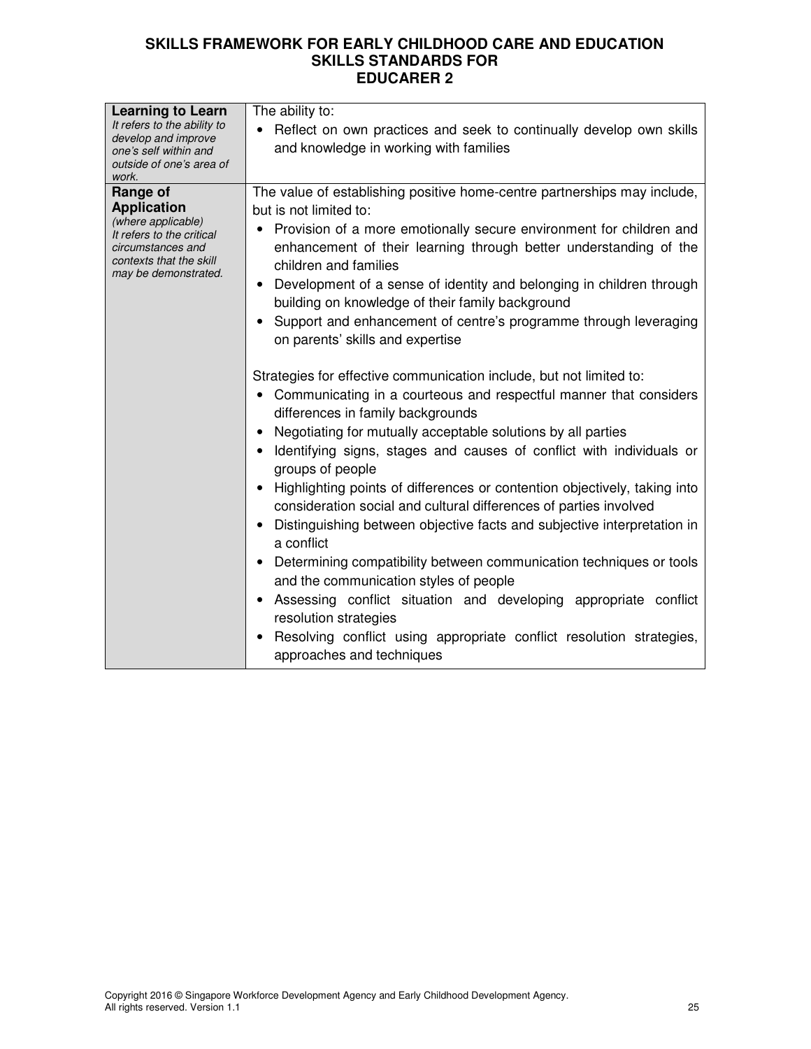| **Learning to Learn** *It refers to the ability to develop and improve one's self within and outside of one's area of work.* | The ability to:<br>• Reflect on own practices and seek to continually develop own skills and knowledge in working with families |
|---|---|
| **Range of Application** *(where applicable)* *It refers to the critical circumstances and contexts that the skill may be demonstrated.* | The value of establishing positive home-centre partnerships may include, but is not limited to:<br>• Provision of a more emotionally secure environment for children and enhancement of their learning through better understanding of the children and families<br>• Development of a sense of identity and belonging in children through building on knowledge of their family background<br>• Support and enhancement of centre's programme through leveraging on parents' skills and expertise<br><br>Strategies for effective communication include, but not limited to:<br>• Communicating in a courteous and respectful manner that considers differences in family backgrounds<br>• Negotiating for mutually acceptable solutions by all parties<br>• Identifying signs, stages and causes of conflict with individuals or groups of people<br>• Highlighting points of differences or contention objectively, taking into consideration social and cultural differences of parties involved<br>• Distinguishing between objective facts and subjective interpretation in a conflict<br>• Determining compatibility between communication techniques or tools and the communication styles of people<br>• Assessing conflict situation and developing appropriate conflict resolution strategies<br>• Resolving conflict using appropriate conflict resolution strategies, approaches and techniques |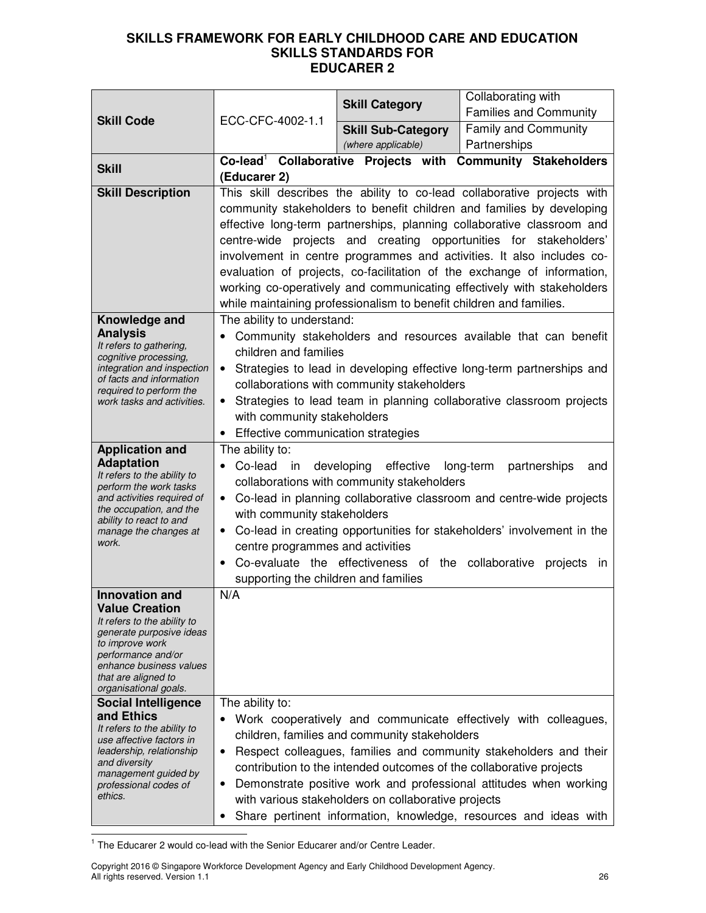# SKILLS FRAMEWORK FOR EARLY CHILDHOOD CARE AND EDUCATION
## SKILLS STANDARDS FOR
## EDUCARER 2

| | | | |
|---|---|---|---|
| **Skill Code** | ECC-CFC-4002-1.1 | **Skill Category** | Collaborating with Families and Community |
| | | **Skill Sub-Category** *(where applicable)* | Family and Community Partnerships |
| **Skill** | **Co-lead[1] Collaborative Projects with Community Stakeholders (Educarer 2)** | | |
| **Skill Description** | This skill describes the ability to co-lead collaborative projects with community stakeholders to benefit children and families by developing effective long-term partnerships, planning collaborative classroom and centre-wide projects and creating opportunities for stakeholders' involvement in centre programmes and activities. It also includes co-evaluation of projects, co-facilitation of the exchange of information, working co-operatively and communicating effectively with stakeholders while maintaining professionalism to benefit children and families. | | |
| **Knowledge and Analysis** *It refers to gathering, cognitive processing, integration and inspection of facts and information required to perform the work tasks and activities.* | The ability to understand:<br>• Community stakeholders and resources available that can benefit children and families<br>• Strategies to lead in developing effective long-term partnerships and collaborations with community stakeholders<br>• Strategies to lead team in planning collaborative classroom projects with community stakeholders<br>• Effective communication strategies | | |
| **Application and Adaptation** *It refers to the ability to perform the work tasks and activities required of the occupation, and the ability to react to and manage the changes at work.* | The ability to:<br>• Co-lead in developing effective long-term partnerships and collaborations with community stakeholders<br>• Co-lead in planning collaborative classroom and centre-wide projects with community stakeholders<br>• Co-lead in creating opportunities for stakeholders' involvement in the centre programmes and activities<br>• Co-evaluate the effectiveness of the collaborative projects in supporting the children and families | | |
| **Innovation and Value Creation** *It refers to the ability to generate purposive ideas to improve work performance and/or enhance business values that are aligned to organisational goals.* | N/A | | |
| **Social Intelligence and Ethics** *It refers to the ability to use affective factors in leadership, relationship and diversity management guided by professional codes of ethics.* | The ability to:<br>• Work cooperatively and communicate effectively with colleagues, children, families and community stakeholders<br>• Respect colleagues, families and community stakeholders and their contribution to the intended outcomes of the collaborative projects<br>• Demonstrate positive work and professional attitudes when working with various stakeholders on collaborative projects<br>• Share pertinent information, knowledge, resources and ideas with | | |

[1] The Educarer 2 would co-lead with the Senior Educarer and/or Centre Leader.

Copyright 2016 © Singapore Workforce Development Agency and Early Childhood Development Agency. All rights reserved. Version 1.1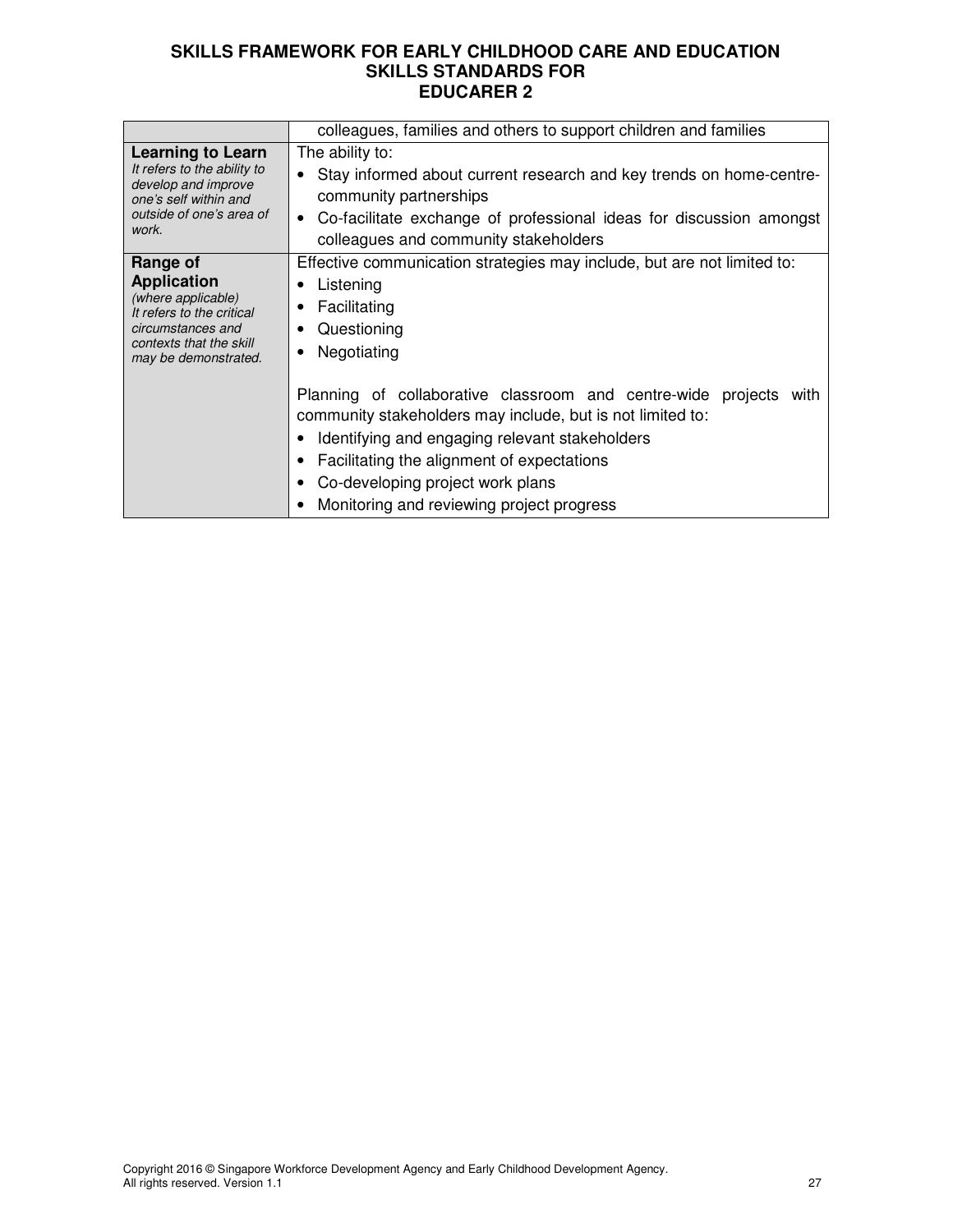| | |
|---|---|
| | colleagues, families and others to support children and families |
| **Learning to Learn**<br>*It refers to the ability to develop and improve one's self within and outside of one's area of work.* | The ability to:<br>• Stay informed about current research and key trends on home-centre-community partnerships<br>• Co-facilitate exchange of professional ideas for discussion amongst colleagues and community stakeholders |
| **Range of Application**<br>*(where applicable)*<br>*It refers to the critical circumstances and contexts that the skill may be demonstrated.* | Effective communication strategies may include, but are not limited to:<br>• Listening<br>• Facilitating<br>• Questioning<br>• Negotiating<br><br>Planning of collaborative classroom and centre-wide projects with community stakeholders may include, but is not limited to:<br>• Identifying and engaging relevant stakeholders<br>• Facilitating the alignment of expectations<br>• Co-developing project work plans<br>• Monitoring and reviewing project progress |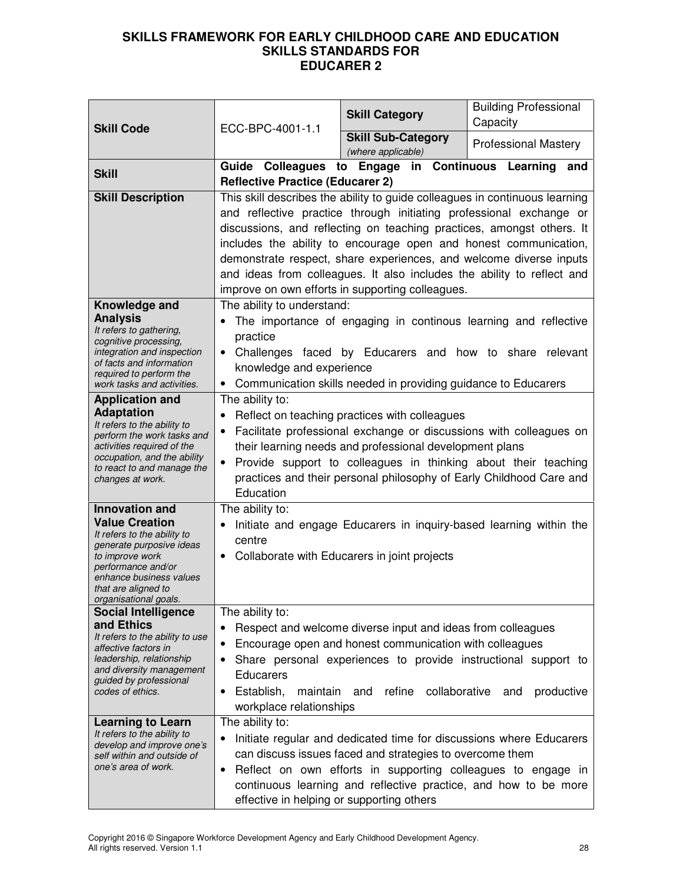# SKILLS FRAMEWORK FOR EARLY CHILDHOOD CARE AND EDUCATION SKILLS STANDARDS FOR EDUCARER 2

| **Skill Code** | ECC-BPC-4001-1.1 | **Skill Category** | Building Professional Capacity |
|---|---|---|---|
| | | **Skill Sub-Category** *(where applicable)* | Professional Mastery |
| **Skill** | **Guide Colleagues to Engage in Continuous Learning and Reflective Practice (Educarer 2)** | | |
| **Skill Description** | This skill describes the ability to guide colleagues in continuous learning and reflective practice through initiating professional exchange or discussions, and reflecting on teaching practices, amongst others. It includes the ability to encourage open and honest communication, demonstrate respect, share experiences, and welcome diverse inputs and ideas from colleagues. It also includes the ability to reflect and improve on own efforts in supporting colleagues. | | |
| **Knowledge and Analysis** *It refers to gathering, cognitive processing, integration and inspection of facts and information required to perform the work tasks and activities.* | The ability to understand:<br>• The importance of engaging in continous learning and reflective practice<br>• Challenges faced by Educarers and how to share relevant knowledge and experience<br>• Communication skills needed in providing guidance to Educarers | | |
| **Application and Adaptation** *It refers to the ability to perform the work tasks and activities required of the occupation, and the ability to react to and manage the changes at work.* | The ability to:<br>• Reflect on teaching practices with colleagues<br>• Facilitate professional exchange or discussions with colleagues on their learning needs and professional development plans<br>• Provide support to colleagues in thinking about their teaching practices and their personal philosophy of Early Childhood Care and Education | | |
| **Innovation and Value Creation** *It refers to the ability to generate purposive ideas to improve work performance and/or enhance business values that are aligned to organisational goals.* | The ability to:<br>• Initiate and engage Educarers in inquiry-based learning within the centre<br>• Collaborate with Educarers in joint projects | | |
| **Social Intelligence and Ethics** *It refers to the ability to use affective factors in leadership, relationship and diversity management guided by professional codes of ethics.* | The ability to:<br>• Respect and welcome diverse input and ideas from colleagues<br>• Encourage open and honest communication with colleagues<br>• Share personal experiences to provide instructional support to Educarers<br>• Establish, maintain and refine collaborative and productive workplace relationships | | |
| **Learning to Learn** *It refers to the ability to develop and improve one's self within and outside of one's area of work.* | The ability to:<br>• Initiate regular and dedicated time for discussions where Educarers can discuss issues faced and strategies to overcome them<br>• Reflect on own efforts in supporting colleagues to engage in continuous learning and reflective practice, and how to be more effective in helping or supporting others | | |

Copyright 2016 © Singapore Workforce Development Agency and Early Childhood Development Agency. All rights reserved. Version 1.1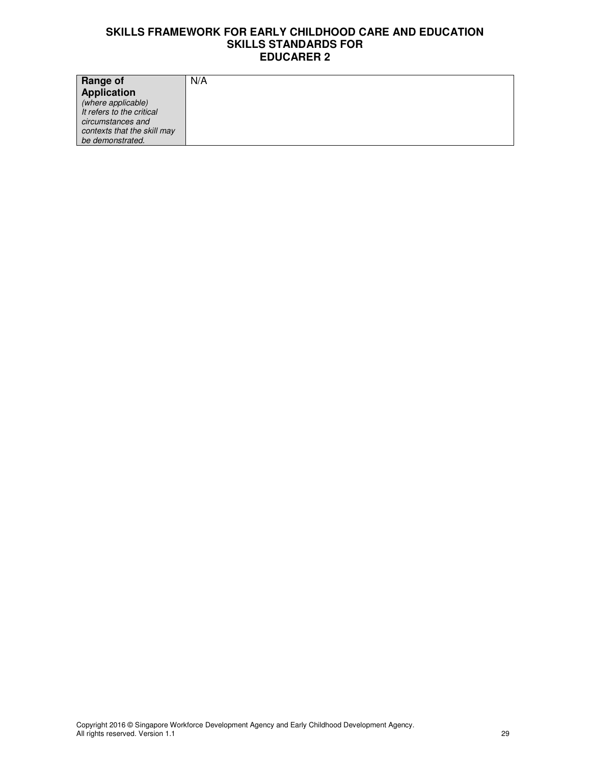| **Range of Application** *(where applicable)* *It refers to the critical circumstances and contexts that the skill may be demonstrated.* | N/A |
| --- | --- |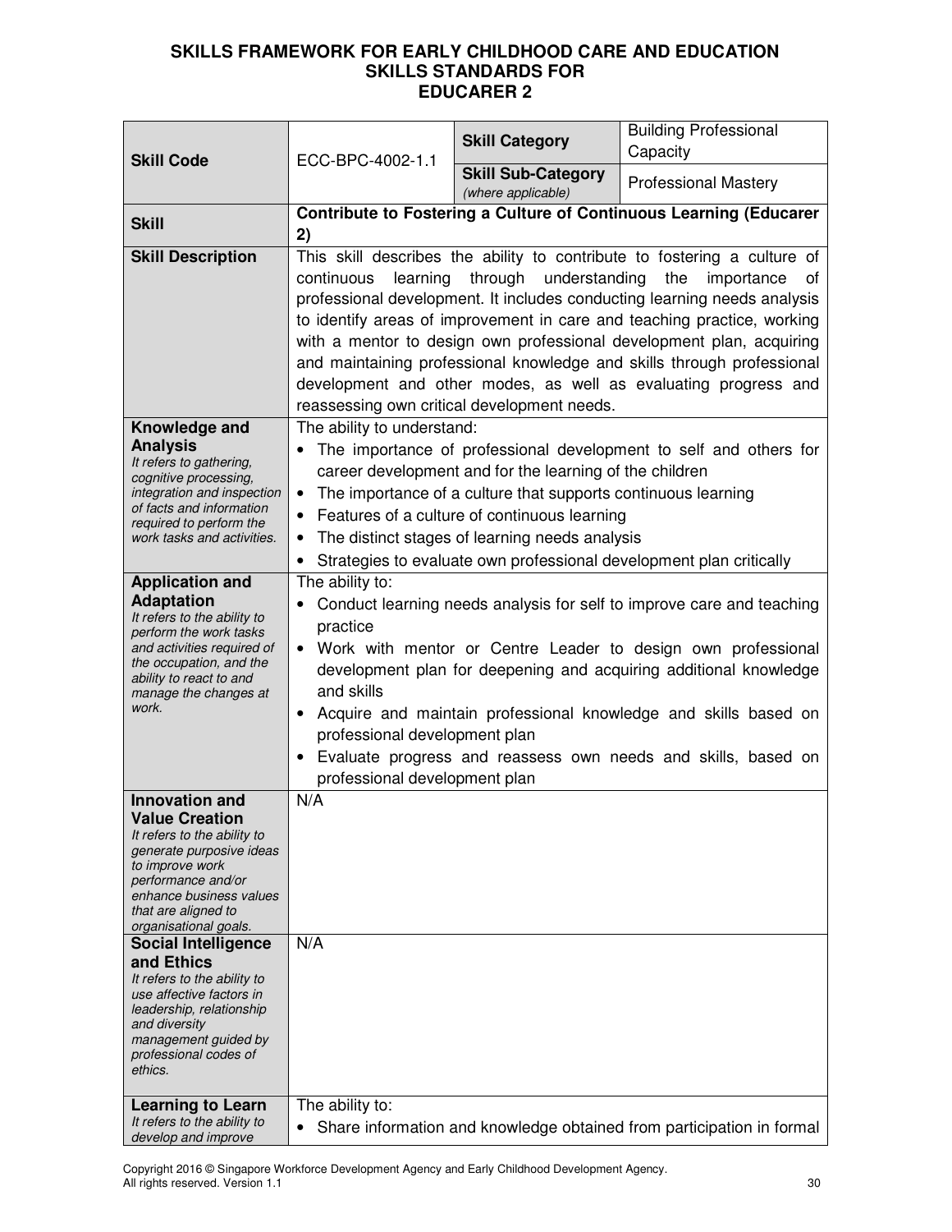# SKILLS FRAMEWORK FOR EARLY CHILDHOOD CARE AND EDUCATION
## SKILLS STANDARDS FOR
## EDUCARER 2

| **Skill Code** | ECC-BPC-4002-1.1 | **Skill Category** | Building Professional Capacity |
|---|---|---|---|
| | | **Skill Sub-Category** *(where applicable)* | Professional Mastery |
| **Skill** | **Contribute to Fostering a Culture of Continuous Learning (Educarer 2)** | | |
| **Skill Description** | This skill describes the ability to contribute to fostering a culture of continuous learning through understanding the importance of professional development. It includes conducting learning needs analysis to identify areas of improvement in care and teaching practice, working with a mentor to design own professional development plan, acquiring and maintaining professional knowledge and skills through professional development and other modes, as well as evaluating progress and reassessing own critical development needs. | | |
| **Knowledge and Analysis** *It refers to gathering, cognitive processing, integration and inspection of facts and information required to perform the work tasks and activities.* | The ability to understand:<br>• The importance of professional development to self and others for career development and for the learning of the children<br>• The importance of a culture that supports continuous learning<br>• Features of a culture of continuous learning<br>• The distinct stages of learning needs analysis<br>• Strategies to evaluate own professional development plan critically | | |
| **Application and Adaptation** *It refers to the ability to perform the work tasks and activities required of the occupation, and the ability to react to and manage the changes at work.* | The ability to:<br>• Conduct learning needs analysis for self to improve care and teaching practice<br>• Work with mentor or Centre Leader to design own professional development plan for deepening and acquiring additional knowledge and skills<br>• Acquire and maintain professional knowledge and skills based on professional development plan<br>• Evaluate progress and reassess own needs and skills, based on professional development plan | | |
| **Innovation and Value Creation** *It refers to the ability to generate purposive ideas to improve work performance and/or enhance business values that are aligned to organisational goals.* | N/A | | |
| **Social Intelligence and Ethics** *It refers to the ability to use affective factors in leadership, relationship and diversity management guided by professional codes of ethics.* | N/A | | |
| **Learning to Learn** *It refers to the ability to develop and improve* | The ability to:<br>• Share information and knowledge obtained from participation in formal | | |

Copyright 2016 © Singapore Workforce Development Agency and Early Childhood Development Agency. All rights reserved. Version 1.1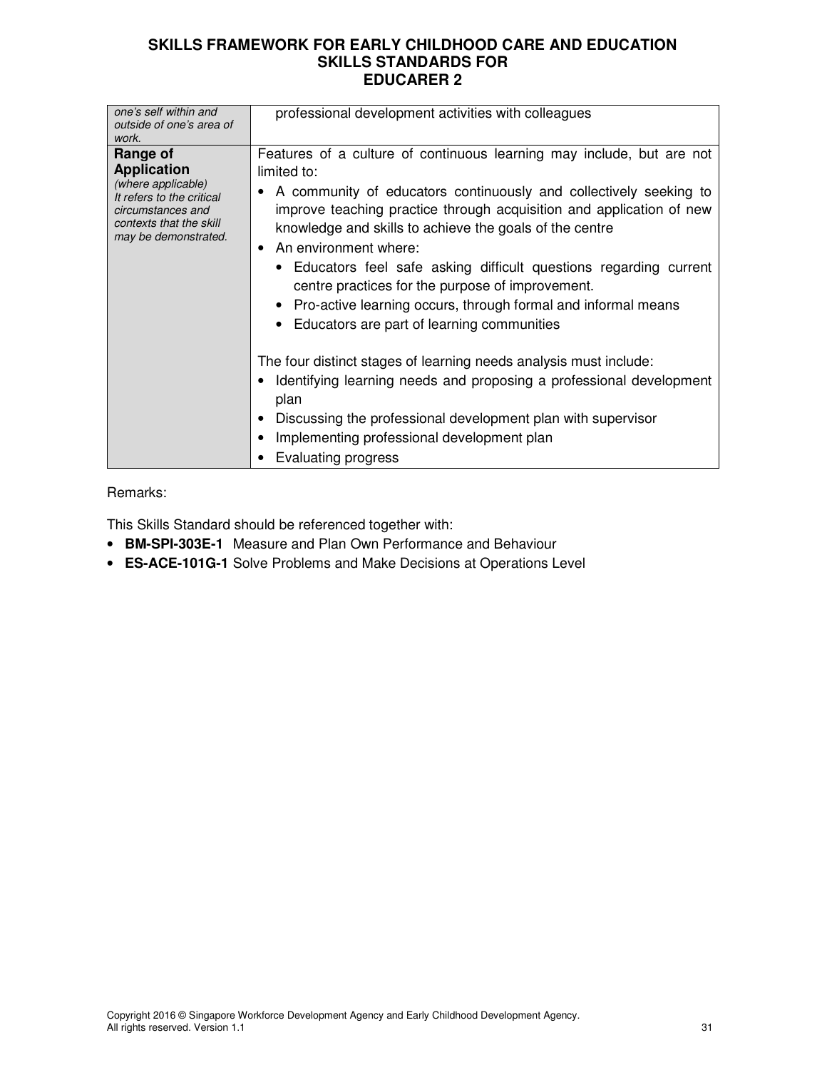| | |
|---|---|
| *one's self within and outside of one's area of work.* | professional development activities with colleagues |
| **Range of Application** *(where applicable) It refers to the critical circumstances and contexts that the skill may be demonstrated.* | Features of a culture of continuous learning may include, but are not limited to: <br>• A community of educators continuously and collectively seeking to improve teaching practice through acquisition and application of new knowledge and skills to achieve the goals of the centre <br>• An environment where: <br>&nbsp;&nbsp;• Educators feel safe asking difficult questions regarding current centre practices for the purpose of improvement. <br>&nbsp;&nbsp;• Pro-active learning occurs, through formal and informal means <br>&nbsp;&nbsp;• Educators are part of learning communities <br><br>The four distinct stages of learning needs analysis must include: <br>• Identifying learning needs and proposing a professional development plan <br>• Discussing the professional development plan with supervisor <br>• Implementing professional development plan <br>• Evaluating progress |

Remarks:

This Skills Standard should be referenced together with:

- **BM-SPI-303E-1** Measure and Plan Own Performance and Behaviour
- **ES-ACE-101G-1** Solve Problems and Make Decisions at Operations Level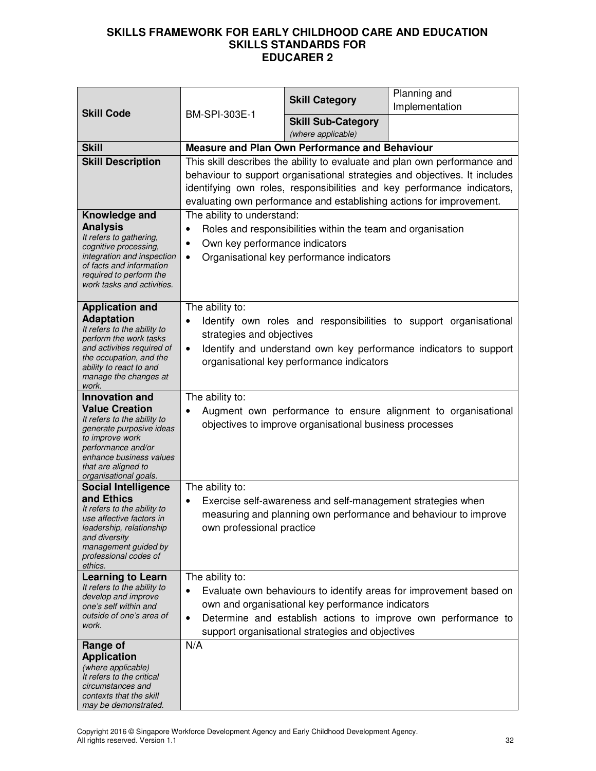**SKILLS FRAMEWORK FOR EARLY CHILDHOOD CARE AND EDUCATION**
**SKILLS STANDARDS FOR**
**EDUCARER 2**

| | | | |
|---|---|---|---|
| **Skill Code** | BM-SPI-303E-1 | **Skill Category** | Planning and Implementation |
| | | **Skill Sub-Category** *(where applicable)* | |
| **Skill** | **Measure and Plan Own Performance and Behaviour** | | |
| **Skill Description** | This skill describes the ability to evaluate and plan own performance and behaviour to support organisational strategies and objectives. It includes identifying own roles, responsibilities and key performance indicators, evaluating own performance and establishing actions for improvement. | | |
| **Knowledge and Analysis** *It refers to gathering, cognitive processing, integration and inspection of facts and information required to perform the work tasks and activities.* | The ability to understand:<br>• Roles and responsibilities within the team and organisation<br>• Own key performance indicators<br>• Organisational key performance indicators | | |
| **Application and Adaptation** *It refers to the ability to perform the work tasks and activities required of the occupation, and the ability to react to and manage the changes at work.* | The ability to:<br>• Identify own roles and responsibilities to support organisational strategies and objectives<br>• Identify and understand own key performance indicators to support organisational key performance indicators | | |
| **Innovation and Value Creation** *It refers to the ability to generate purposive ideas to improve work performance and/or enhance business values that are aligned to organisational goals.* | The ability to:<br>• Augment own performance to ensure alignment to organisational objectives to improve organisational business processes | | |
| **Social Intelligence and Ethics** *It refers to the ability to use affective factors in leadership, relationship and diversity management guided by professional codes of ethics.* | The ability to:<br>• Exercise self-awareness and self-management strategies when measuring and planning own performance and behaviour to improve own professional practice | | |
| **Learning to Learn** *It refers to the ability to develop and improve one's self within and outside of one's area of work.* | The ability to:<br>• Evaluate own behaviours to identify areas for improvement based on own and organisational key performance indicators<br>• Determine and establish actions to improve own performance to support organisational strategies and objectives | | |
| **Range of Application** *(where applicable) It refers to the critical circumstances and contexts that the skill may be demonstrated.* | N/A | | |

Copyright 2016 © Singapore Workforce Development Agency and Early Childhood Development Agency.
All rights reserved. Version 1.1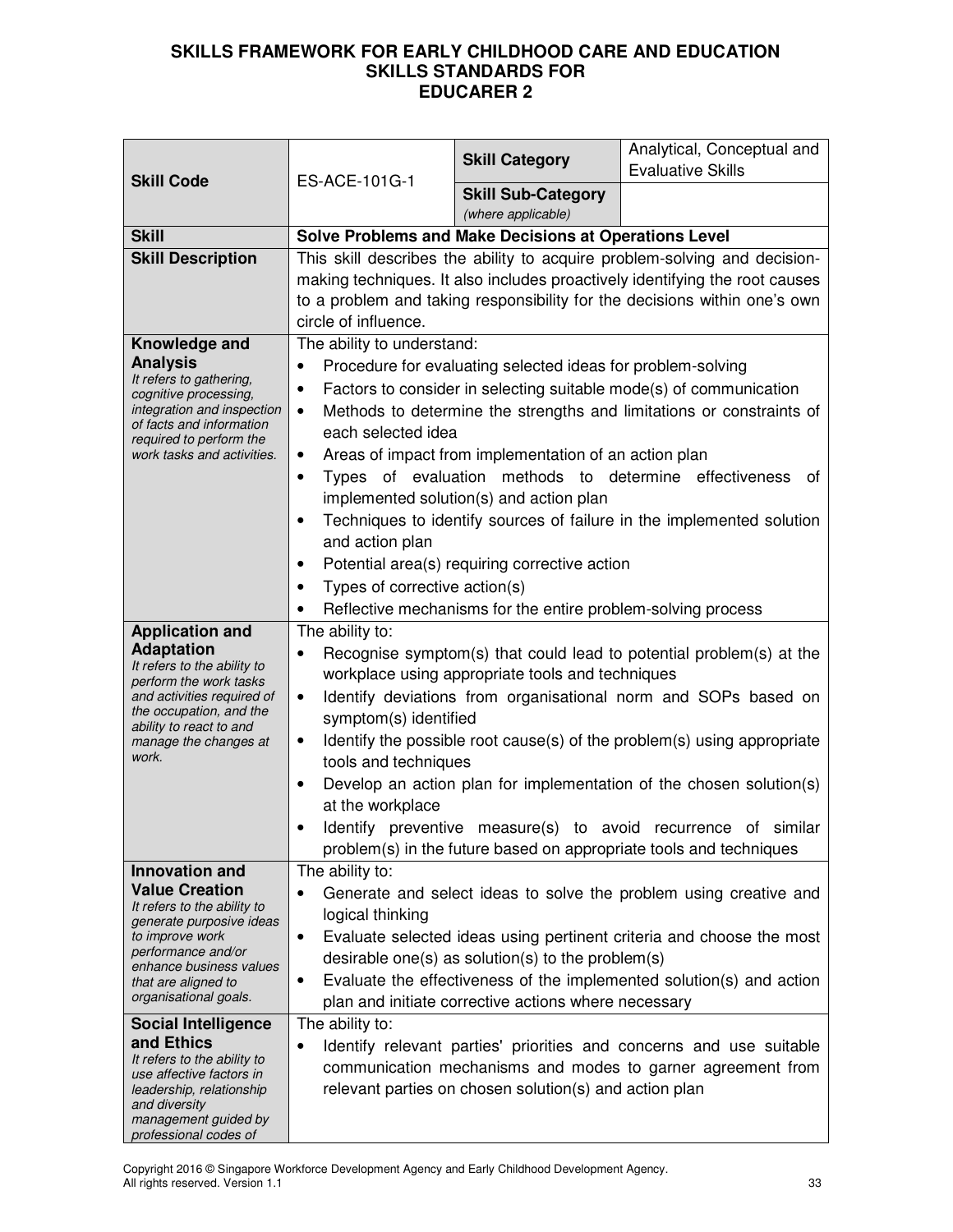**SKILLS FRAMEWORK FOR EARLY CHILDHOOD CARE AND EDUCATION**
**SKILLS STANDARDS FOR**
**EDUCARER 2**

| | | | |
|---|---|---|---|
| **Skill Code** | ES-ACE-101G-1 | **Skill Category** | Analytical, Conceptual and Evaluative Skills |
| | | **Skill Sub-Category** *(where applicable)* | |
| **Skill** | **Solve Problems and Make Decisions at Operations Level** | | |
| **Skill Description** | This skill describes the ability to acquire problem-solving and decision-making techniques. It also includes proactively identifying the root causes to a problem and taking responsibility for the decisions within one's own circle of influence. | | |
| **Knowledge and Analysis** *It refers to gathering, cognitive processing, integration and inspection of facts and information required to perform the work tasks and activities.* | The ability to understand: <br>• Procedure for evaluating selected ideas for problem-solving <br>• Factors to consider in selecting suitable mode(s) of communication <br>• Methods to determine the strengths and limitations or constraints of each selected idea <br>• Areas of impact from implementation of an action plan <br>• Types of evaluation methods to determine effectiveness of implemented solution(s) and action plan <br>• Techniques to identify sources of failure in the implemented solution and action plan <br>• Potential area(s) requiring corrective action <br>• Types of corrective action(s) <br>• Reflective mechanisms for the entire problem-solving process | | |
| **Application and Adaptation** *It refers to the ability to perform the work tasks and activities required of the occupation, and the ability to react to and manage the changes at work.* | The ability to: <br>• Recognise symptom(s) that could lead to potential problem(s) at the workplace using appropriate tools and techniques <br>• Identify deviations from organisational norm and SOPs based on symptom(s) identified <br>• Identify the possible root cause(s) of the problem(s) using appropriate tools and techniques <br>• Develop an action plan for implementation of the chosen solution(s) at the workplace <br>• Identify preventive measure(s) to avoid recurrence of similar problem(s) in the future based on appropriate tools and techniques | | |
| **Innovation and Value Creation** *It refers to the ability to generate purposive ideas to improve work performance and/or enhance business values that are aligned to organisational goals.* | The ability to: <br>• Generate and select ideas to solve the problem using creative and logical thinking <br>• Evaluate selected ideas using pertinent criteria and choose the most desirable one(s) as solution(s) to the problem(s) <br>• Evaluate the effectiveness of the implemented solution(s) and action plan and initiate corrective actions where necessary | | |
| **Social Intelligence and Ethics** *It refers to the ability to use affective factors in leadership, relationship and diversity management guided by professional codes of* | The ability to: <br>• Identify relevant parties' priorities and concerns and use suitable communication mechanisms and modes to garner agreement from relevant parties on chosen solution(s) and action plan | | |

Copyright 2016 © Singapore Workforce Development Agency and Early Childhood Development Agency. All rights reserved. Version 1.1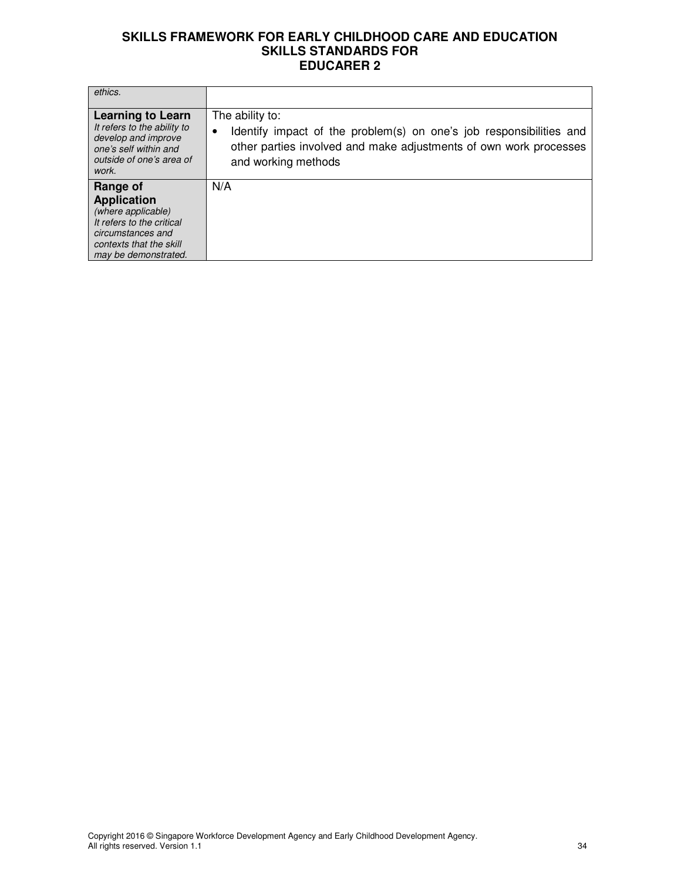| | |
|---|---|
| *ethics.* | |
| **Learning to Learn** *It refers to the ability to develop and improve one's self within and outside of one's area of work.* | The ability to: <br>• Identify impact of the problem(s) on one's job responsibilities and other parties involved and make adjustments of own work processes and working methods |
| **Range of Application** *(where applicable) It refers to the critical circumstances and contexts that the skill may be demonstrated.* | N/A |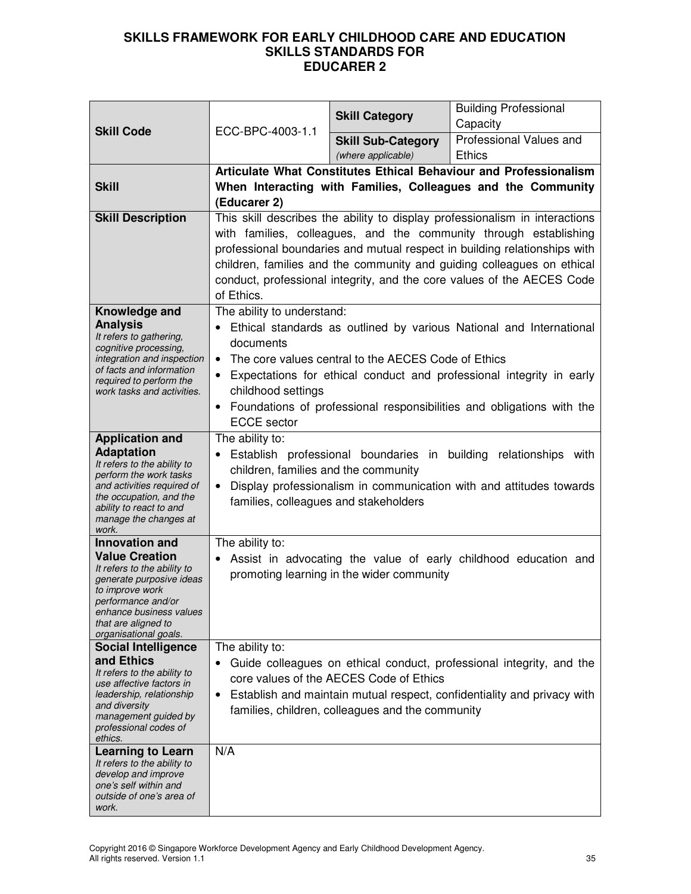# SKILLS FRAMEWORK FOR EARLY CHILDHOOD CARE AND EDUCATION
## SKILLS STANDARDS FOR
## EDUCARER 2

| **Skill Code** | ECC-BPC-4003-1.1 | **Skill Category** | Building Professional Capacity |
|---|---|---|---|
| | | **Skill Sub-Category** *(where applicable)* | Professional Values and Ethics |
| **Skill** | **Articulate What Constitutes Ethical Behaviour and Professionalism When Interacting with Families, Colleagues and the Community (Educarer 2)** | | |
| **Skill Description** | This skill describes the ability to display professionalism in interactions with families, colleagues, and the community through establishing professional boundaries and mutual respect in building relationships with children, families and the community and guiding colleagues on ethical conduct, professional integrity, and the core values of the AECES Code of Ethics. | | |
| **Knowledge and Analysis** *It refers to gathering, cognitive processing, integration and inspection of facts and information required to perform the work tasks and activities.* | The ability to understand: <br>• Ethical standards as outlined by various National and International documents <br>• The core values central to the AECES Code of Ethics <br>• Expectations for ethical conduct and professional integrity in early childhood settings <br>• Foundations of professional responsibilities and obligations with the ECCE sector | | |
| **Application and Adaptation** *It refers to the ability to perform the work tasks and activities required of the occupation, and the ability to react to and manage the changes at work.* | The ability to: <br>• Establish professional boundaries in building relationships with children, families and the community <br>• Display professionalism in communication with and attitudes towards families, colleagues and stakeholders | | |
| **Innovation and Value Creation** *It refers to the ability to generate purposive ideas to improve work performance and/or enhance business values that are aligned to organisational goals.* | The ability to: <br>• Assist in advocating the value of early childhood education and promoting learning in the wider community | | |
| **Social Intelligence and Ethics** *It refers to the ability to use affective factors in leadership, relationship and diversity management guided by professional codes of ethics.* | The ability to: <br>• Guide colleagues on ethical conduct, professional integrity, and the core values of the AECES Code of Ethics <br>• Establish and maintain mutual respect, confidentiality and privacy with families, children, colleagues and the community | | |
| **Learning to Learn** *It refers to the ability to develop and improve one's self within and outside of one's area of work.* | N/A | | |

Copyright 2016 © Singapore Workforce Development Agency and Early Childhood Development Agency. All rights reserved. Version 1.1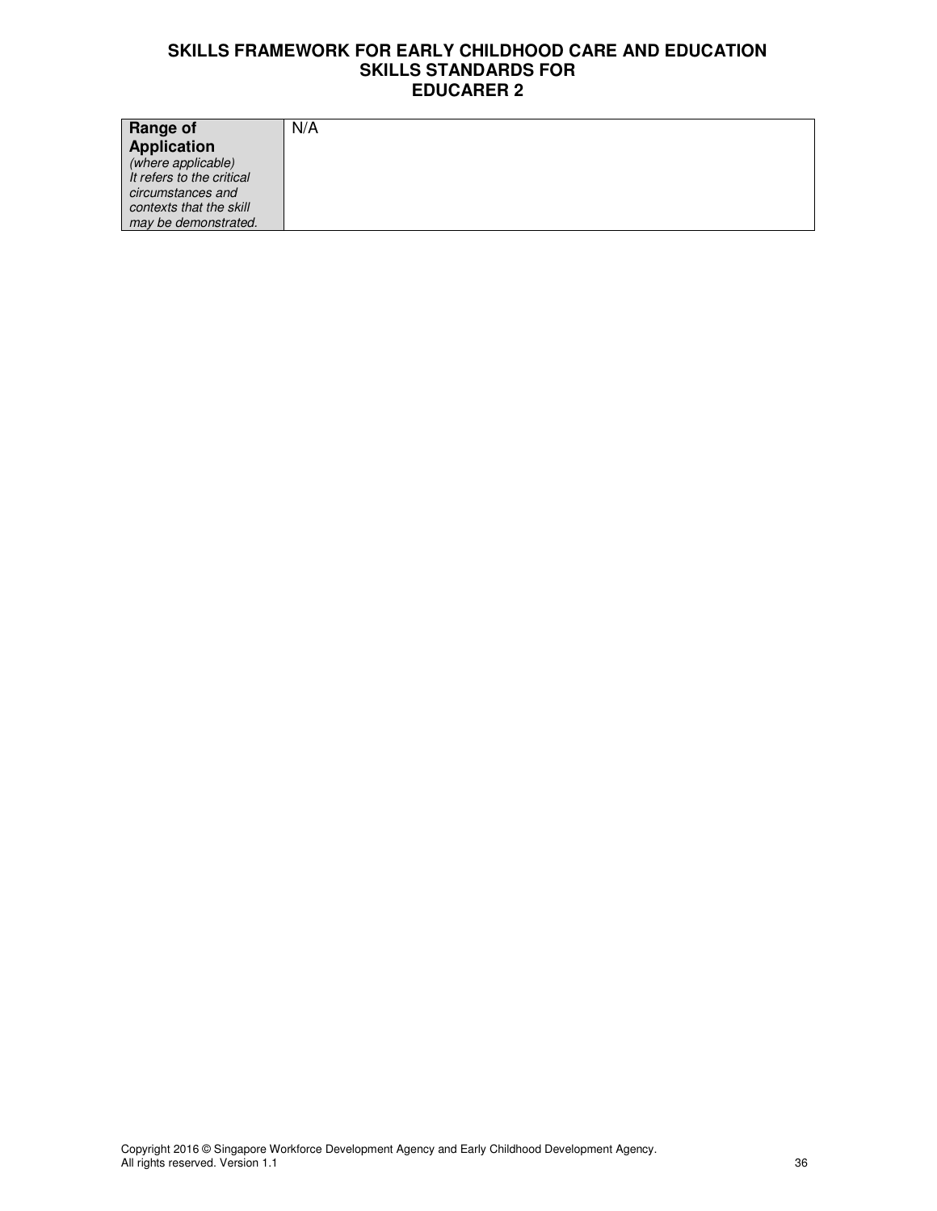| **Range of Application** *(where applicable) It refers to the critical circumstances and contexts that the skill may be demonstrated.* | N/A |
| --- | --- |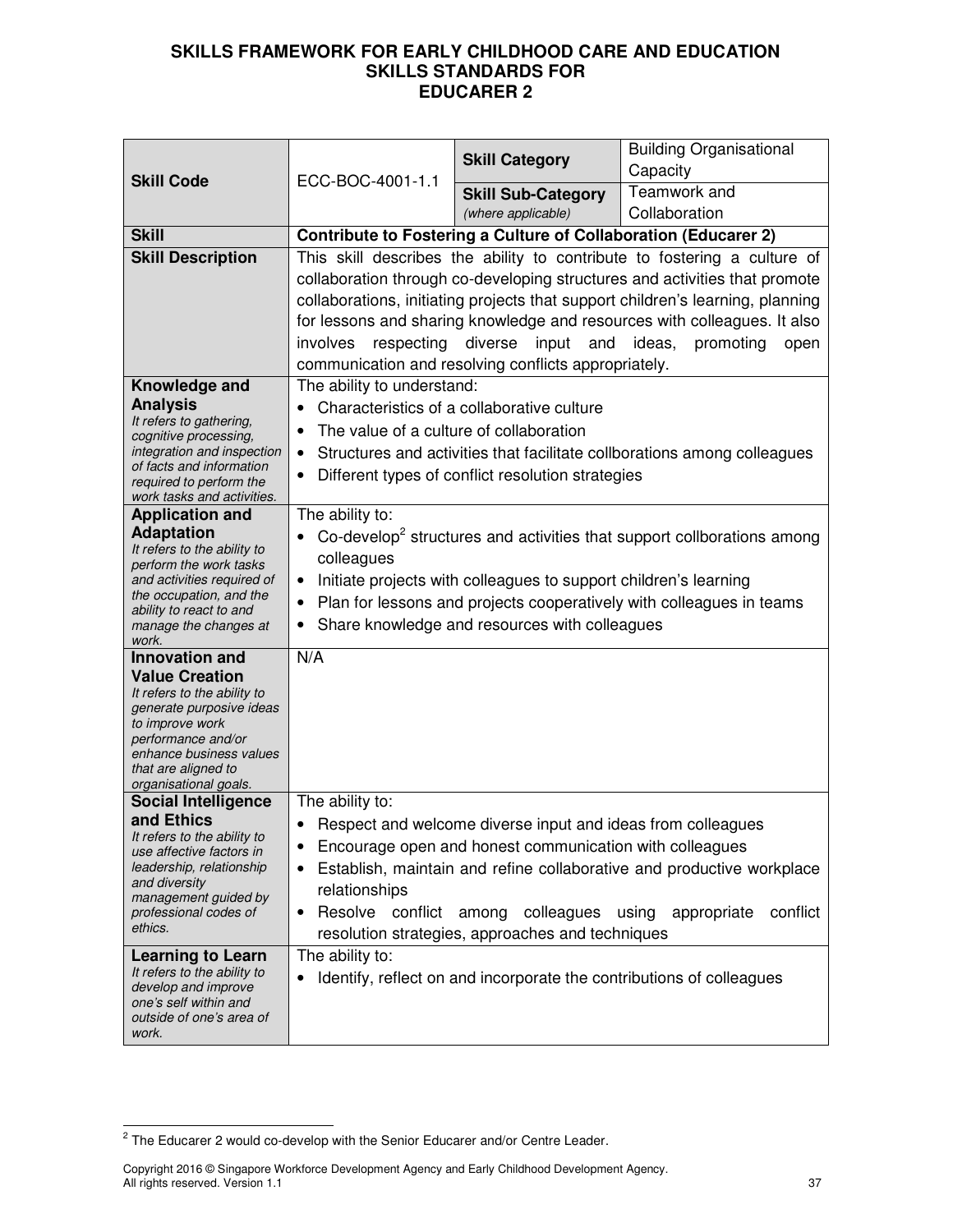# SKILLS FRAMEWORK FOR EARLY CHILDHOOD CARE AND EDUCATION SKILLS STANDARDS FOR EDUCARER 2

| **Skill Code** | ECC-BOC-4001-1.1 | **Skill Category** | Building Organisational Capacity |
|---|---|---|---|
| | | **Skill Sub-Category** *(where applicable)* | Teamwork and Collaboration |
| **Skill** | **Contribute to Fostering a Culture of Collaboration (Educarer 2)** | | |
| **Skill Description** | This skill describes the ability to contribute to fostering a culture of collaboration through co-developing structures and activities that promote collaborations, initiating projects that support children's learning, planning for lessons and sharing knowledge and resources with colleagues. It also involves respecting diverse input and ideas, promoting open communication and resolving conflicts appropriately. | | |
| **Knowledge and Analysis** *It refers to gathering, cognitive processing, integration and inspection of facts and information required to perform the work tasks and activities.* | The ability to understand:<br>• Characteristics of a collaborative culture<br>• The value of a culture of collaboration<br>• Structures and activities that facilitate collborations among colleagues<br>• Different types of conflict resolution strategies | | |
| **Application and Adaptation** *It refers to the ability to perform the work tasks and activities required of the occupation, and the ability to react to and manage the changes at work.* | The ability to:<br>• Co-develop[2] structures and activities that support collborations among colleagues<br>• Initiate projects with colleagues to support children's learning<br>• Plan for lessons and projects cooperatively with colleagues in teams<br>• Share knowledge and resources with colleagues | | |
| **Innovation and Value Creation** *It refers to the ability to generate purposive ideas to improve work performance and/or enhance business values that are aligned to organisational goals.* | N/A | | |
| **Social Intelligence and Ethics** *It refers to the ability to use affective factors in leadership, relationship and diversity management guided by professional codes of ethics.* | The ability to:<br>• Respect and welcome diverse input and ideas from colleagues<br>• Encourage open and honest communication with colleagues<br>• Establish, maintain and refine collaborative and productive workplace relationships<br>• Resolve conflict among colleagues using appropriate conflict resolution strategies, approaches and techniques | | |
| **Learning to Learn** *It refers to the ability to develop and improve one's self within and outside of one's area of work.* | The ability to:<br>• Identify, reflect on and incorporate the contributions of colleagues | | |

[2] The Educarer 2 would co-develop with the Senior Educarer and/or Centre Leader.

Copyright 2016 © Singapore Workforce Development Agency and Early Childhood Development Agency. All rights reserved. Version 1.1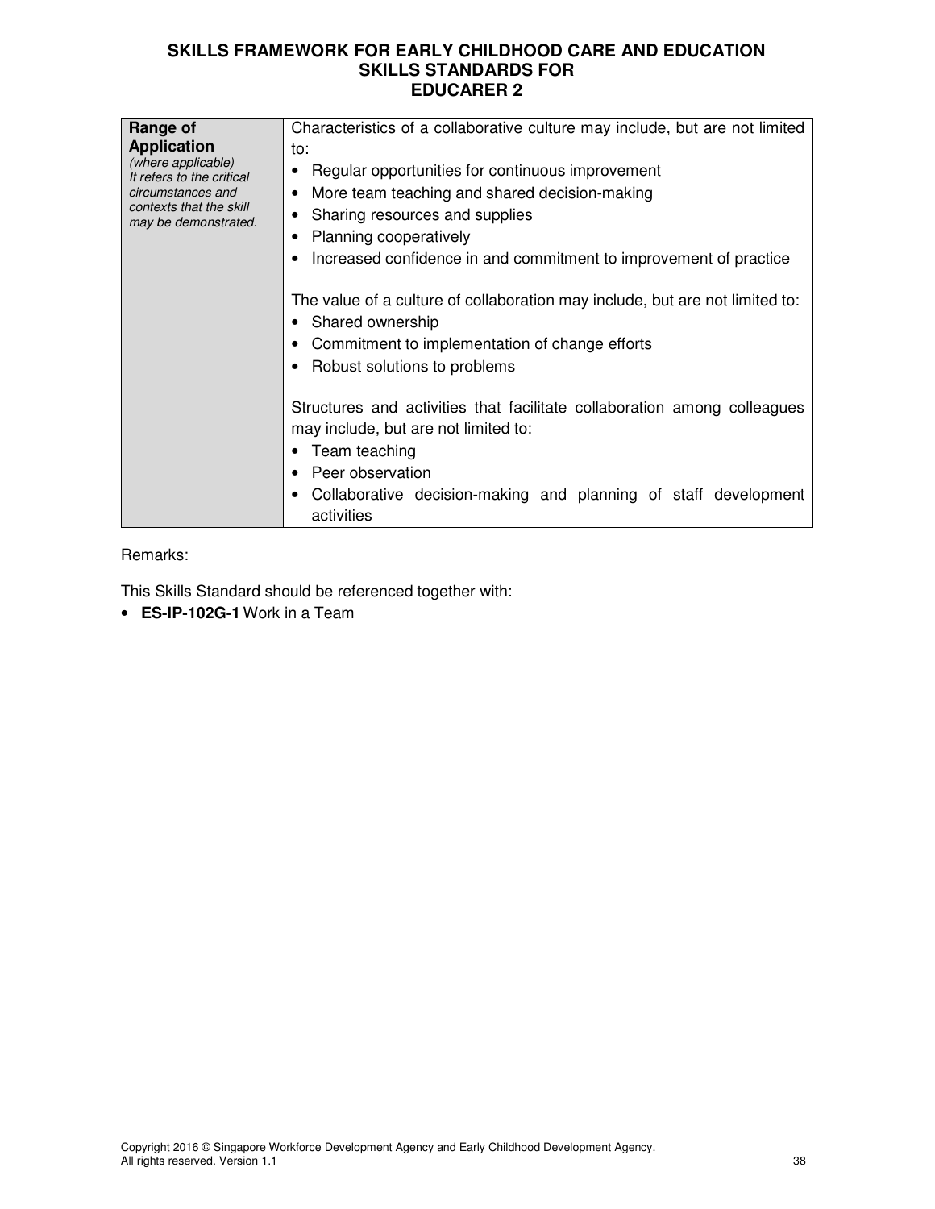| Range of Application *(where applicable) It refers to the critical circumstances and contexts that the skill may be demonstrated.* | Characteristics of a collaborative culture may include, but are not limited to:<br>• Regular opportunities for continuous improvement<br>• More team teaching and shared decision-making<br>• Sharing resources and supplies<br>• Planning cooperatively<br>• Increased confidence in and commitment to improvement of practice<br><br>The value of a culture of collaboration may include, but are not limited to:<br>• Shared ownership<br>• Commitment to implementation of change efforts<br>• Robust solutions to problems<br><br>Structures and activities that facilitate collaboration among colleagues may include, but are not limited to:<br>• Team teaching<br>• Peer observation<br>• Collaborative decision-making and planning of staff development activities |
|---|---|

Remarks:

This Skills Standard should be referenced together with:

- **ES-IP-102G-1** Work in a Team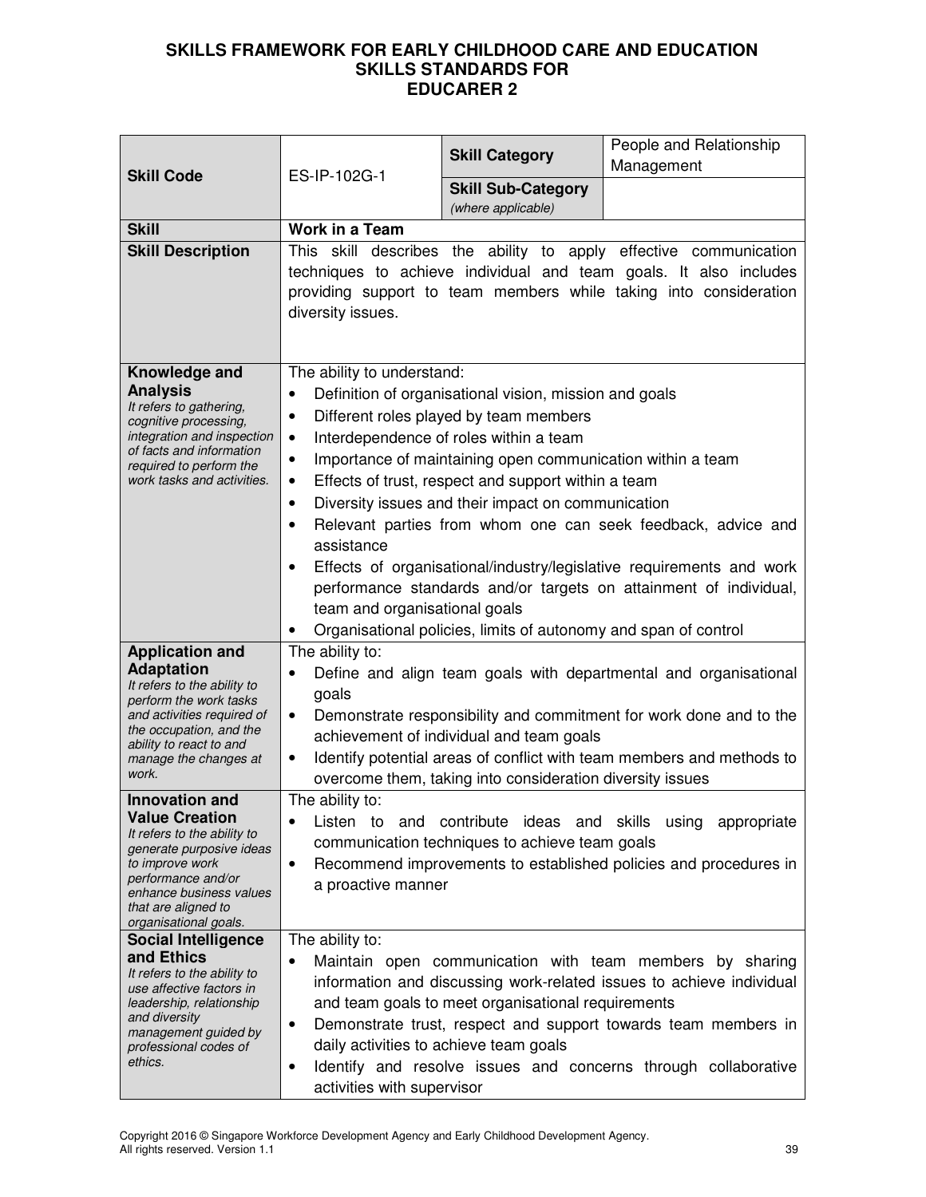# SKILLS FRAMEWORK FOR EARLY CHILDHOOD CARE AND EDUCATION SKILLS STANDARDS FOR EDUCARER 2

| | | | |
|---|---|---|---|
| **Skill Code** | ES-IP-102G-1 | **Skill Category** | People and Relationship Management |
| | | **Skill Sub-Category** *(where applicable)* | |
| **Skill** | **Work in a Team** | | |
| **Skill Description** | This skill describes the ability to apply effective communication techniques to achieve individual and team goals. It also includes providing support to team members while taking into consideration diversity issues. | | |
| **Knowledge and Analysis** *It refers to gathering, cognitive processing, integration and inspection of facts and information required to perform the work tasks and activities.* | The ability to understand: <br>• Definition of organisational vision, mission and goals <br>• Different roles played by team members <br>• Interdependence of roles within a team <br>• Importance of maintaining open communication within a team <br>• Effects of trust, respect and support within a team <br>• Diversity issues and their impact on communication <br>• Relevant parties from whom one can seek feedback, advice and assistance <br>• Effects of organisational/industry/legislative requirements and work performance standards and/or targets on attainment of individual, team and organisational goals <br>• Organisational policies, limits of autonomy and span of control | | |
| **Application and Adaptation** *It refers to the ability to perform the work tasks and activities required of the occupation, and the ability to react to and manage the changes at work.* | The ability to: <br>• Define and align team goals with departmental and organisational goals <br>• Demonstrate responsibility and commitment for work done and to the achievement of individual and team goals <br>• Identify potential areas of conflict with team members and methods to overcome them, taking into consideration diversity issues | | |
| **Innovation and Value Creation** *It refers to the ability to generate purposive ideas to improve work performance and/or enhance business values that are aligned to organisational goals.* | The ability to: <br>• Listen to and contribute ideas and skills using appropriate communication techniques to achieve team goals <br>• Recommend improvements to established policies and procedures in a proactive manner | | |
| **Social Intelligence and Ethics** *It refers to the ability to use affective factors in leadership, relationship and diversity management guided by professional codes of ethics.* | The ability to: <br>• Maintain open communication with team members by sharing information and discussing work-related issues to achieve individual and team goals to meet organisational requirements <br>• Demonstrate trust, respect and support towards team members in daily activities to achieve team goals <br>• Identify and resolve issues and concerns through collaborative activities with supervisor | | |

Copyright 2016 © Singapore Workforce Development Agency and Early Childhood Development Agency. All rights reserved. Version 1.1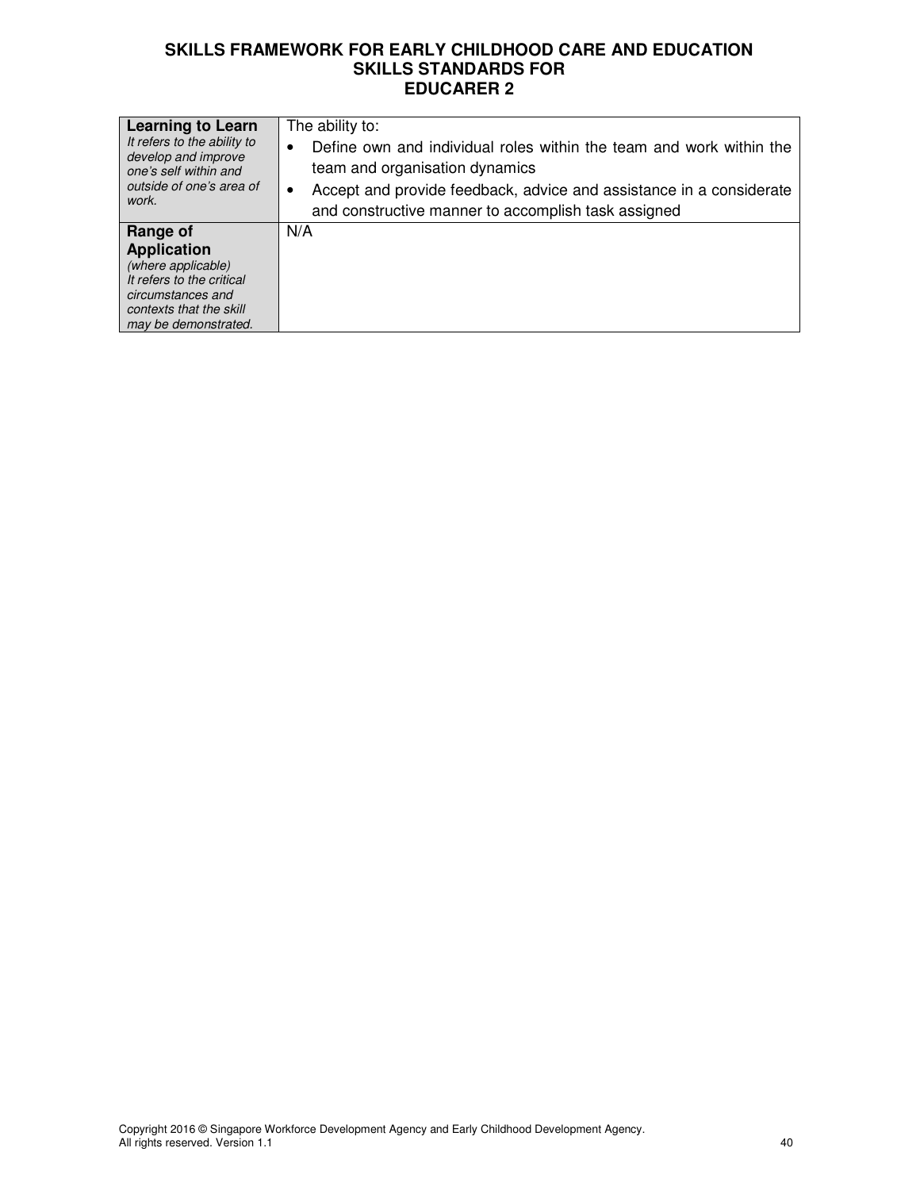| | |
|---|---|
| **Learning to Learn**<br>*It refers to the ability to develop and improve one's self within and outside of one's area of work.* | The ability to:<br>• Define own and individual roles within the team and work within the team and organisation dynamics<br>• Accept and provide feedback, advice and assistance in a considerate and constructive manner to accomplish task assigned |
| **Range of Application**<br>*(where applicable)*<br>*It refers to the critical circumstances and contexts that the skill may be demonstrated.* | N/A |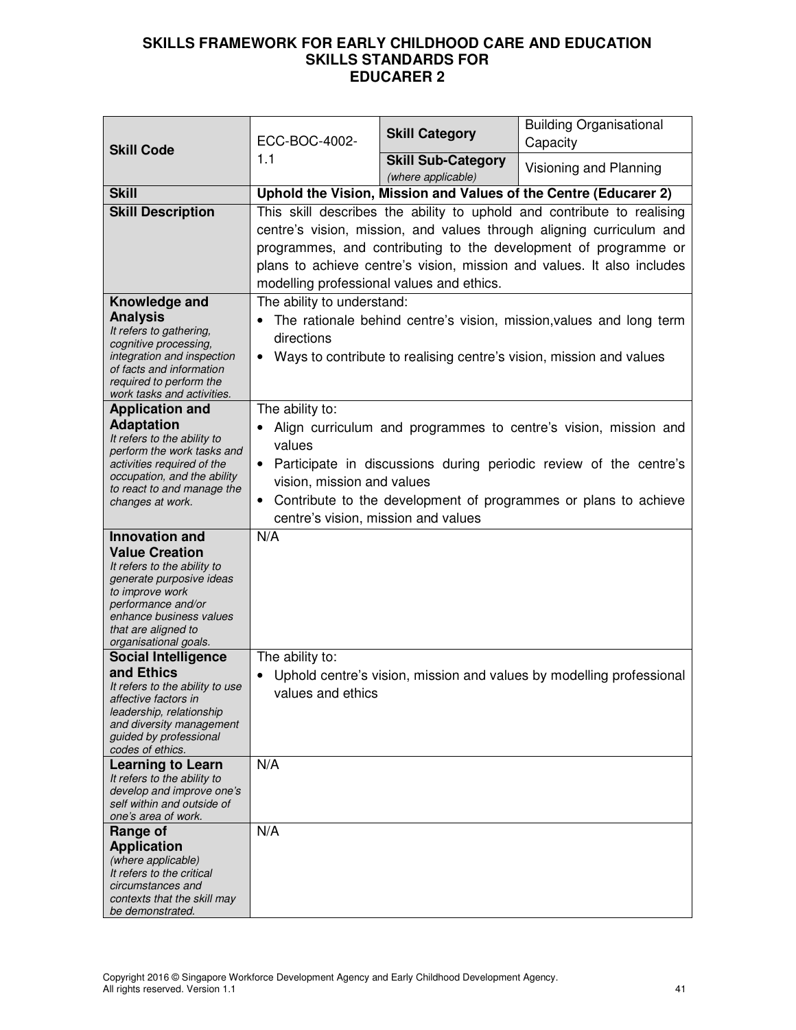# SKILLS FRAMEWORK FOR EARLY CHILDHOOD CARE AND EDUCATION SKILLS STANDARDS FOR EDUCARER 2

| **Skill Code** | ECC-BOC-4002-1.1 | **Skill Category** | Building Organisational Capacity |
|---|---|---|---|
| | | **Skill Sub-Category** *(where applicable)* | Visioning and Planning |
| **Skill** | **Uphold the Vision, Mission and Values of the Centre (Educarer 2)** | | |
| **Skill Description** | This skill describes the ability to uphold and contribute to realising centre's vision, mission, and values through aligning curriculum and programmes, and contributing to the development of programme or plans to achieve centre's vision, mission and values. It also includes modelling professional values and ethics. | | |
| **Knowledge and Analysis** *It refers to gathering, cognitive processing, integration and inspection of facts and information required to perform the work tasks and activities.* | The ability to understand:<br>• The rationale behind centre's vision, mission,values and long term directions<br>• Ways to contribute to realising centre's vision, mission and values | | |
| **Application and Adaptation** *It refers to the ability to perform the work tasks and activities required of the occupation, and the ability to react to and manage the changes at work.* | The ability to:<br>• Align curriculum and programmes to centre's vision, mission and values<br>• Participate in discussions during periodic review of the centre's vision, mission and values<br>• Contribute to the development of programmes or plans to achieve centre's vision, mission and values | | |
| **Innovation and Value Creation** *It refers to the ability to generate purposive ideas to improve work performance and/or enhance business values that are aligned to organisational goals.* | N/A | | |
| **Social Intelligence and Ethics** *It refers to the ability to use affective factors in leadership, relationship and diversity management guided by professional codes of ethics.* | The ability to:<br>• Uphold centre's vision, mission and values by modelling professional values and ethics | | |
| **Learning to Learn** *It refers to the ability to develop and improve one's self within and outside of one's area of work.* | N/A | | |
| **Range of Application** *(where applicable)* *It refers to the critical circumstances and contexts that the skill may be demonstrated.* | N/A | | |

Copyright 2016 © Singapore Workforce Development Agency and Early Childhood Development Agency. All rights reserved. Version 1.1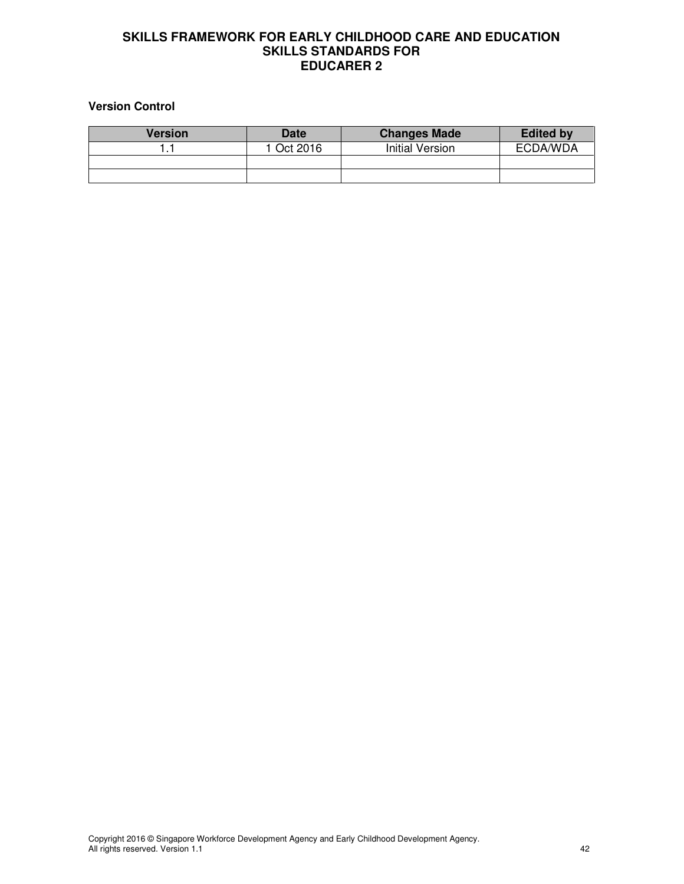**SKILLS FRAMEWORK FOR EARLY CHILDHOOD CARE AND EDUCATION**
**SKILLS STANDARDS FOR**
**EDUCARER 2**

**Version Control**

| Version | Date | Changes Made | Edited by |
| --- | --- | --- | --- |
| 1.1 | 1 Oct 2016 | Initial Version | ECDA/WDA |
| | | | |
| | | | |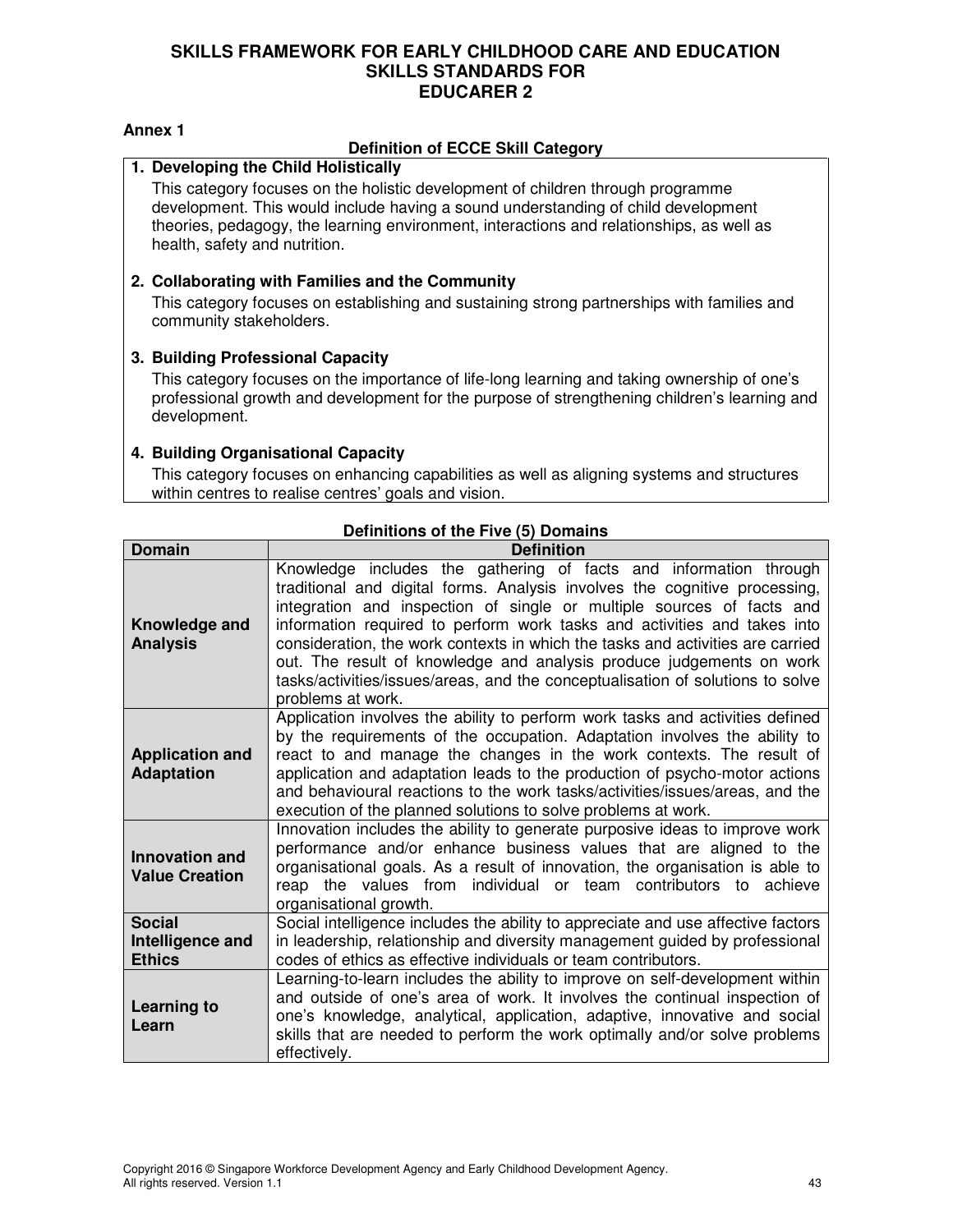# SKILLS FRAMEWORK FOR EARLY CHILDHOOD CARE AND EDUCATION SKILLS STANDARDS FOR EDUCARER 2

**Annex 1**

## Definition of ECCE Skill Category

**1. Developing the Child Holistically**

This category focuses on the holistic development of children through programme development. This would include having a sound understanding of child development theories, pedagogy, the learning environment, interactions and relationships, as well as health, safety and nutrition.

**2. Collaborating with Families and the Community**

This category focuses on establishing and sustaining strong partnerships with families and community stakeholders.

**3. Building Professional Capacity**

This category focuses on the importance of life-long learning and taking ownership of one's professional growth and development for the purpose of strengthening children's learning and development.

**4. Building Organisational Capacity**

This category focuses on enhancing capabilities as well as aligning systems and structures within centres to realise centres' goals and vision.

## Definitions of the Five (5) Domains

| Domain | Definition |
|---|---|
| **Knowledge and Analysis** | Knowledge includes the gathering of facts and information through traditional and digital forms. Analysis involves the cognitive processing, integration and inspection of single or multiple sources of facts and information required to perform work tasks and activities and takes into consideration, the work contexts in which the tasks and activities are carried out. The result of knowledge and analysis produce judgements on work tasks/activities/issues/areas, and the conceptualisation of solutions to solve problems at work. |
| **Application and Adaptation** | Application involves the ability to perform work tasks and activities defined by the requirements of the occupation. Adaptation involves the ability to react to and manage the changes in the work contexts. The result of application and adaptation leads to the production of psycho-motor actions and behavioural reactions to the work tasks/activities/issues/areas, and the execution of the planned solutions to solve problems at work. |
| **Innovation and Value Creation** | Innovation includes the ability to generate purposive ideas to improve work performance and/or enhance business values that are aligned to the organisational goals. As a result of innovation, the organisation is able to reap the values from individual or team contributors to achieve organisational growth. |
| **Social Intelligence and Ethics** | Social intelligence includes the ability to appreciate and use affective factors in leadership, relationship and diversity management guided by professional codes of ethics as effective individuals or team contributors. |
| **Learning to Learn** | Learning-to-learn includes the ability to improve on self-development within and outside of one's area of work. It involves the continual inspection of one's knowledge, analytical, application, adaptive, innovative and social skills that are needed to perform the work optimally and/or solve problems effectively. |

Copyright 2016 © Singapore Workforce Development Agency and Early Childhood Development Agency. All rights reserved. Version 1.1